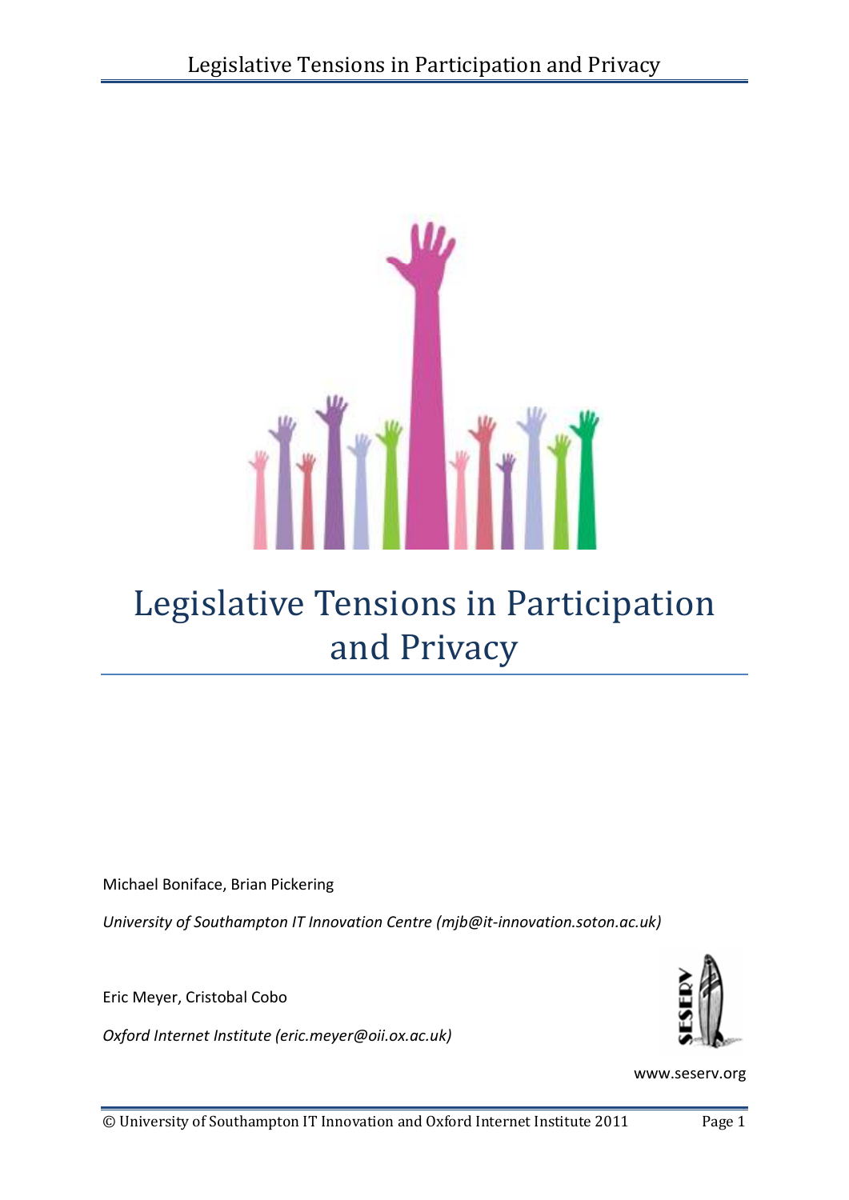# Legislative Tensions in Participation and Privacy

Michael Boniface, Brian Pickering

*University of Southampton IT Innovation Centre (mjb@it-innovation.soton.ac.uk)*

Eric Meyer, Cristobal Cobo

*Oxford Internet Institute (eric.meyer@oii.ox.ac.uk)*

www.seserv.org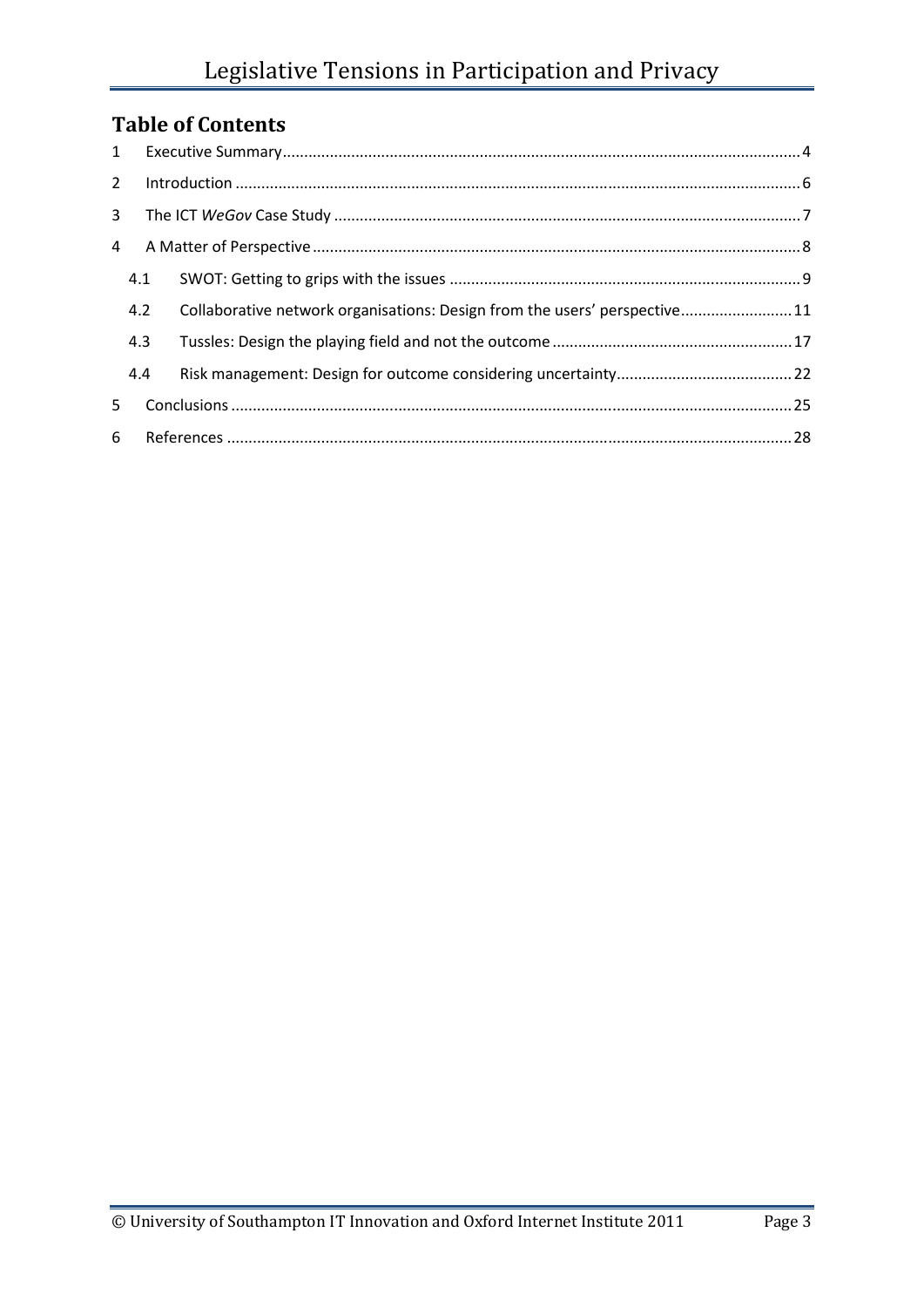## Table of Contents

1 Executive Summary.....4
2 Introduction.....6
3 The ICT *WeGov* Case Study.....7
4 A Matter of Perspective.....8
  4.1 SWOT: Getting to grips with the issues.....9
  4.2 Collaborative network organisations: Design from the users' perspective.....11
  4.3 Tussles: Design the playing field and not the outcome.....17
  4.4 Risk management: Design for outcome considering uncertainty.....22
5 Conclusions.....25
6 References.....28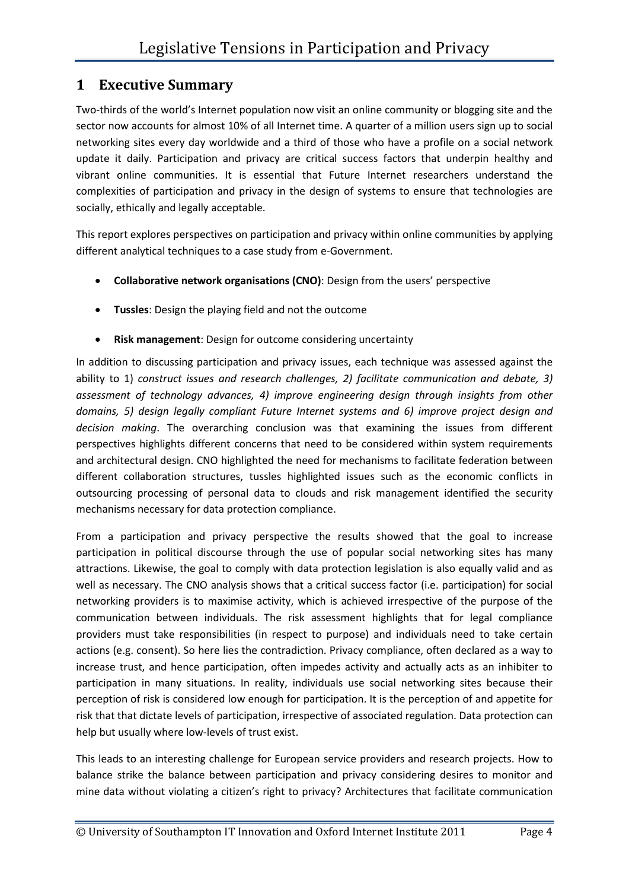## 1 Executive Summary

Two-thirds of the world's Internet population now visit an online community or blogging site and the sector now accounts for almost 10% of all Internet time. A quarter of a million users sign up to social networking sites every day worldwide and a third of those who have a profile on a social network update it daily. Participation and privacy are critical success factors that underpin healthy and vibrant online communities. It is essential that Future Internet researchers understand the complexities of participation and privacy in the design of systems to ensure that technologies are socially, ethically and legally acceptable.

This report explores perspectives on participation and privacy within online communities by applying different analytical techniques to a case study from e-Government.

- **Collaborative network organisations (CNO)**: Design from the users' perspective
- **Tussles**: Design the playing field and not the outcome
- **Risk management**: Design for outcome considering uncertainty

In addition to discussing participation and privacy issues, each technique was assessed against the ability to 1) *construct issues and research challenges, 2) facilitate communication and debate, 3) assessment of technology advances, 4) improve engineering design through insights from other domains, 5) design legally compliant Future Internet systems and 6) improve project design and decision making*. The overarching conclusion was that examining the issues from different perspectives highlights different concerns that need to be considered within system requirements and architectural design. CNO highlighted the need for mechanisms to facilitate federation between different collaboration structures, tussles highlighted issues such as the economic conflicts in outsourcing processing of personal data to clouds and risk management identified the security mechanisms necessary for data protection compliance.

From a participation and privacy perspective the results showed that the goal to increase participation in political discourse through the use of popular social networking sites has many attractions. Likewise, the goal to comply with data protection legislation is also equally valid and as well as necessary. The CNO analysis shows that a critical success factor (i.e. participation) for social networking providers is to maximise activity, which is achieved irrespective of the purpose of the communication between individuals. The risk assessment highlights that for legal compliance providers must take responsibilities (in respect to purpose) and individuals need to take certain actions (e.g. consent). So here lies the contradiction. Privacy compliance, often declared as a way to increase trust, and hence participation, often impedes activity and actually acts as an inhibiter to participation in many situations. In reality, individuals use social networking sites because their perception of risk is considered low enough for participation. It is the perception of and appetite for risk that that dictate levels of participation, irrespective of associated regulation. Data protection can help but usually where low-levels of trust exist.

This leads to an interesting challenge for European service providers and research projects. How to balance strike the balance between participation and privacy considering desires to monitor and mine data without violating a citizen's right to privacy? Architectures that facilitate communication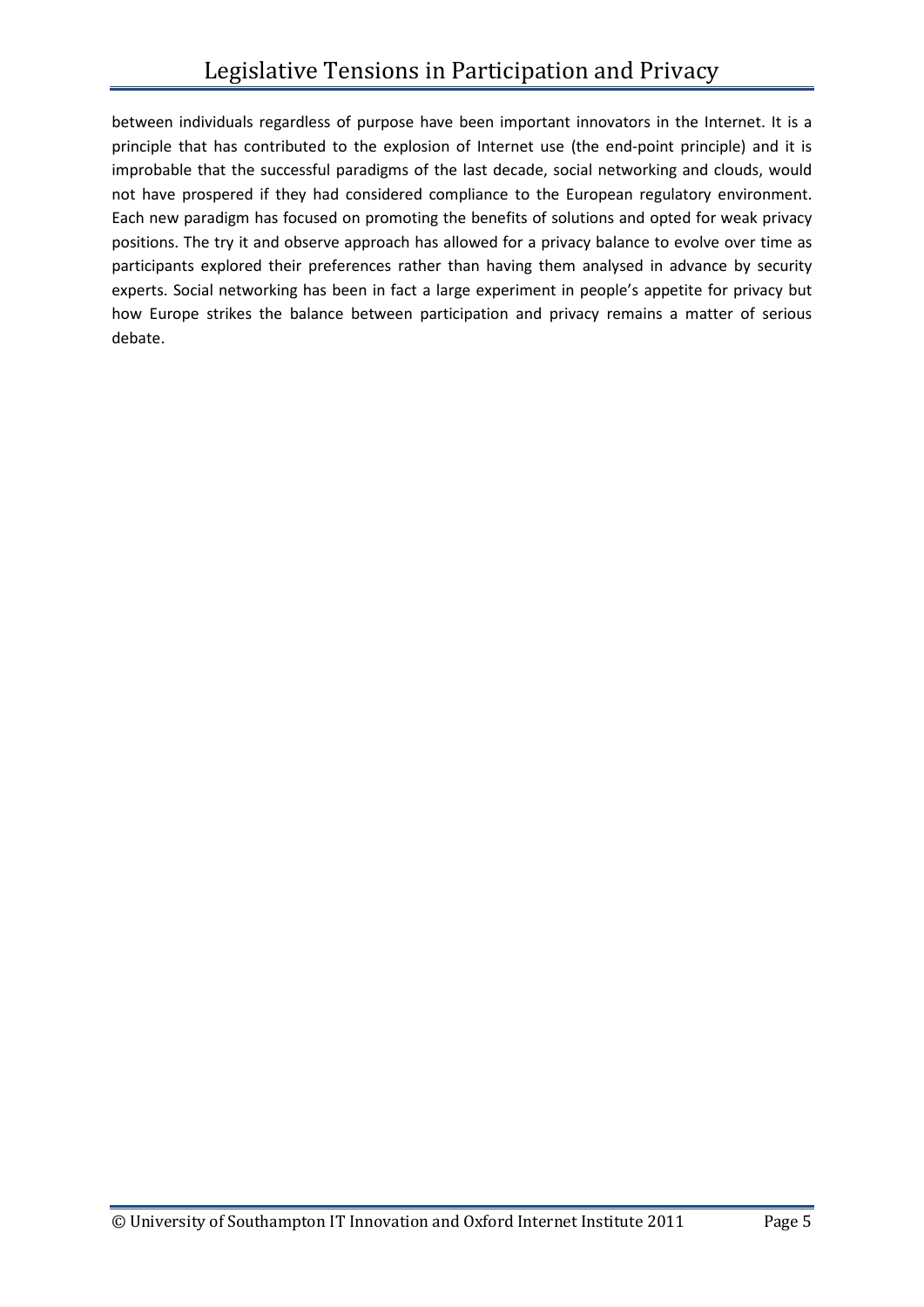between individuals regardless of purpose have been important innovators in the Internet. It is a principle that has contributed to the explosion of Internet use (the end-point principle) and it is improbable that the successful paradigms of the last decade, social networking and clouds, would not have prospered if they had considered compliance to the European regulatory environment. Each new paradigm has focused on promoting the benefits of solutions and opted for weak privacy positions. The try it and observe approach has allowed for a privacy balance to evolve over time as participants explored their preferences rather than having them analysed in advance by security experts. Social networking has been in fact a large experiment in people's appetite for privacy but how Europe strikes the balance between participation and privacy remains a matter of serious debate.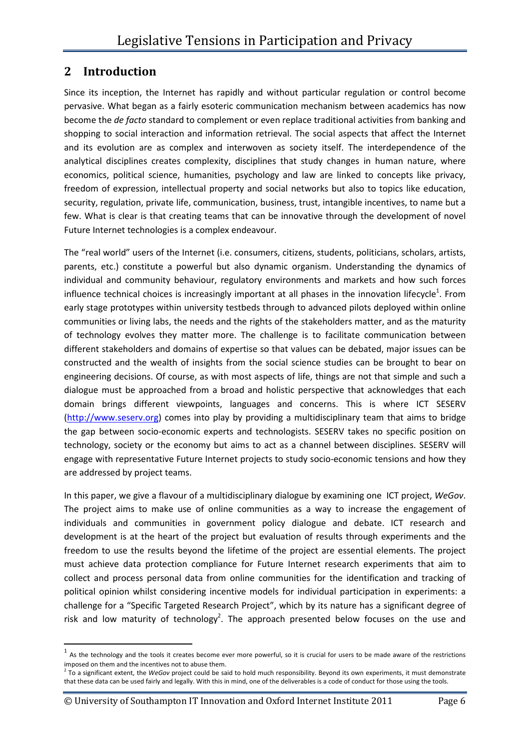## 2 Introduction

Since its inception, the Internet has rapidly and without particular regulation or control become pervasive. What began as a fairly esoteric communication mechanism between academics has now become the *de facto* standard to complement or even replace traditional activities from banking and shopping to social interaction and information retrieval. The social aspects that affect the Internet and its evolution are as complex and interwoven as society itself. The interdependence of the analytical disciplines creates complexity, disciplines that study changes in human nature, where economics, political science, humanities, psychology and law are linked to concepts like privacy, freedom of expression, intellectual property and social networks but also to topics like education, security, regulation, private life, communication, business, trust, intangible incentives, to name but a few. What is clear is that creating teams that can be innovative through the development of novel Future Internet technologies is a complex endeavour.

The "real world" users of the Internet (i.e. consumers, citizens, students, politicians, scholars, artists, parents, etc.) constitute a powerful but also dynamic organism. Understanding the dynamics of individual and community behaviour, regulatory environments and markets and how such forces influence technical choices is increasingly important at all phases in the innovation lifecycle[1]. From early stage prototypes within university testbeds through to advanced pilots deployed within online communities or living labs, the needs and the rights of the stakeholders matter, and as the maturity of technology evolves they matter more. The challenge is to facilitate communication between different stakeholders and domains of expertise so that values can be debated, major issues can be constructed and the wealth of insights from the social science studies can be brought to bear on engineering decisions. Of course, as with most aspects of life, things are not that simple and such a dialogue must be approached from a broad and holistic perspective that acknowledges that each domain brings different viewpoints, languages and concerns. This is where ICT SESERV (http://www.seserv.org) comes into play by providing a multidisciplinary team that aims to bridge the gap between socio-economic experts and technologists. SESERV takes no specific position on technology, society or the economy but aims to act as a channel between disciplines. SESERV will engage with representative Future Internet projects to study socio-economic tensions and how they are addressed by project teams.

In this paper, we give a flavour of a multidisciplinary dialogue by examining one ICT project, *WeGov*. The project aims to make use of online communities as a way to increase the engagement of individuals and communities in government policy dialogue and debate. ICT research and development is at the heart of the project but evaluation of results through experiments and the freedom to use the results beyond the lifetime of the project are essential elements. The project must achieve data protection compliance for Future Internet research experiments that aim to collect and process personal data from online communities for the identification and tracking of political opinion whilst considering incentive models for individual participation in experiments: a challenge for a "Specific Targeted Research Project", which by its nature has a significant degree of risk and low maturity of technology[2]. The approach presented below focuses on the use and

[1] As the technology and the tools it creates become ever more powerful, so it is crucial for users to be made aware of the restrictions imposed on them and the incentives not to abuse them.

[2] To a significant extent, the *WeGov* project could be said to hold much responsibility. Beyond its own experiments, it must demonstrate that these data can be used fairly and legally. With this in mind, one of the deliverables is a code of conduct for those using the tools.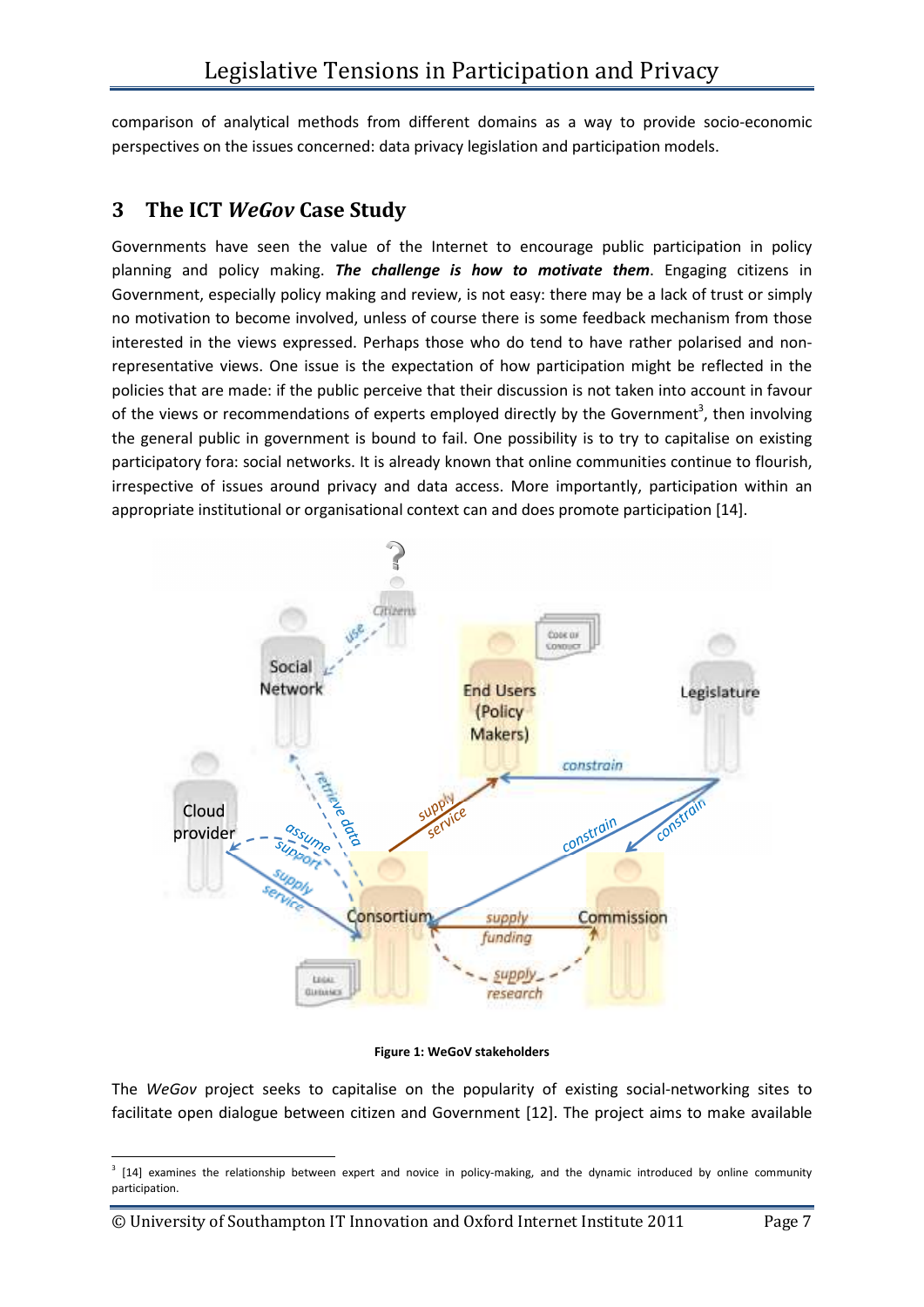comparison of analytical methods from different domains as a way to provide socio-economic perspectives on the issues concerned: data privacy legislation and participation models.

## 3 The ICT *WeGov* Case Study

Governments have seen the value of the Internet to encourage public participation in policy planning and policy making. ***The challenge is how to motivate them***. Engaging citizens in Government, especially policy making and review, is not easy: there may be a lack of trust or simply no motivation to become involved, unless of course there is some feedback mechanism from those interested in the views expressed. Perhaps those who do tend to have rather polarised and non-representative views. One issue is the expectation of how participation might be reflected in the policies that are made: if the public perceive that their discussion is not taken into account in favour of the views or recommendations of experts employed directly by the Government[3], then involving the general public in government is bound to fail. One possibility is to try to capitalise on existing participatory fora: social networks. It is already known that online communities continue to flourish, irrespective of issues around privacy and data access. More importantly, participation within an appropriate institutional or organisational context can and does promote participation [14].

**Figure 1: WeGoV stakeholders**

The *WeGov* project seeks to capitalise on the popularity of existing social-networking sites to facilitate open dialogue between citizen and Government [12]. The project aims to make available

[3] [14] examines the relationship between expert and novice in policy-making, and the dynamic introduced by online community participation.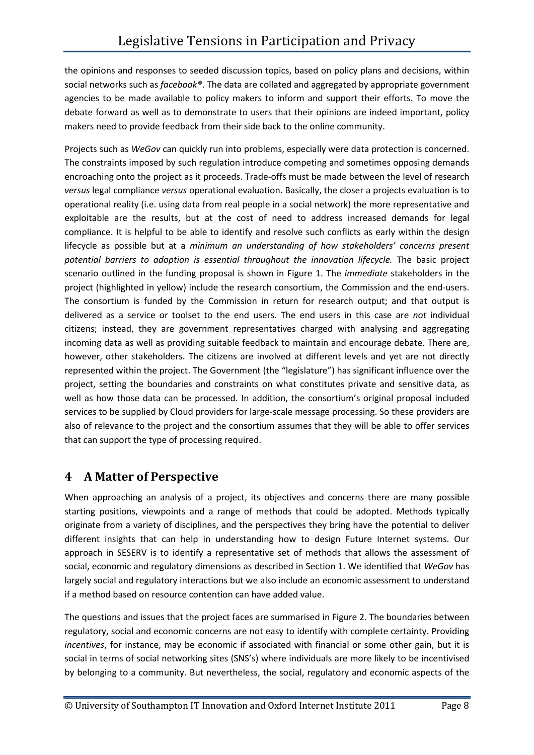the opinions and responses to seeded discussion topics, based on policy plans and decisions, within social networks such as *facebook®*. The data are collated and aggregated by appropriate government agencies to be made available to policy makers to inform and support their efforts. To move the debate forward as well as to demonstrate to users that their opinions are indeed important, policy makers need to provide feedback from their side back to the online community.

Projects such as *WeGov* can quickly run into problems, especially were data protection is concerned. The constraints imposed by such regulation introduce competing and sometimes opposing demands encroaching onto the project as it proceeds. Trade-offs must be made between the level of research *versus* legal compliance *versus* operational evaluation. Basically, the closer a projects evaluation is to operational reality (i.e. using data from real people in a social network) the more representative and exploitable are the results, but at the cost of need to address increased demands for legal compliance. It is helpful to be able to identify and resolve such conflicts as early within the design lifecycle as possible but at a *minimum an understanding of how stakeholders' concerns present potential barriers to adoption is essential throughout the innovation lifecycle.* The basic project scenario outlined in the funding proposal is shown in Figure 1. The *immediate* stakeholders in the project (highlighted in yellow) include the research consortium, the Commission and the end-users. The consortium is funded by the Commission in return for research output; and that output is delivered as a service or toolset to the end users. The end users in this case are *not* individual citizens; instead, they are government representatives charged with analysing and aggregating incoming data as well as providing suitable feedback to maintain and encourage debate. There are, however, other stakeholders. The citizens are involved at different levels and yet are not directly represented within the project. The Government (the "legislature") has significant influence over the project, setting the boundaries and constraints on what constitutes private and sensitive data, as well as how those data can be processed. In addition, the consortium's original proposal included services to be supplied by Cloud providers for large-scale message processing. So these providers are also of relevance to the project and the consortium assumes that they will be able to offer services that can support the type of processing required.

# 4 A Matter of Perspective

When approaching an analysis of a project, its objectives and concerns there are many possible starting positions, viewpoints and a range of methods that could be adopted. Methods typically originate from a variety of disciplines, and the perspectives they bring have the potential to deliver different insights that can help in understanding how to design Future Internet systems. Our approach in SESERV is to identify a representative set of methods that allows the assessment of social, economic and regulatory dimensions as described in Section 1. We identified that *WeGov* has largely social and regulatory interactions but we also include an economic assessment to understand if a method based on resource contention can have added value.

The questions and issues that the project faces are summarised in Figure 2. The boundaries between regulatory, social and economic concerns are not easy to identify with complete certainty. Providing *incentives*, for instance, may be economic if associated with financial or some other gain, but it is social in terms of social networking sites (SNS's) where individuals are more likely to be incentivised by belonging to a community. But nevertheless, the social, regulatory and economic aspects of the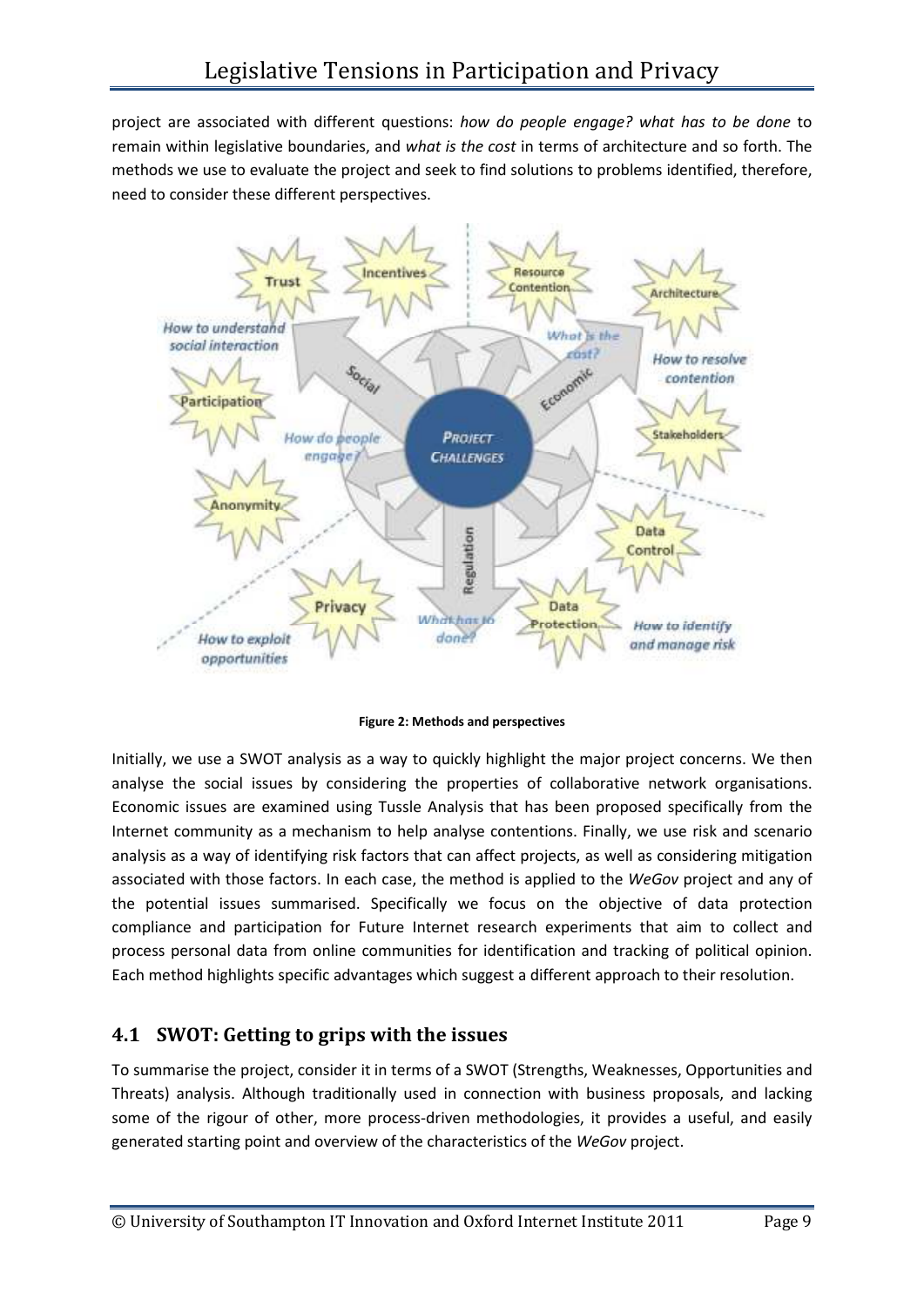project are associated with different questions: *how do people engage? what has to be done* to remain within legislative boundaries, and *what is the cost* in terms of architecture and so forth. The methods we use to evaluate the project and seek to find solutions to problems identified, therefore, need to consider these different perspectives.

**Figure 2: Methods and perspectives**

Initially, we use a SWOT analysis as a way to quickly highlight the major project concerns. We then analyse the social issues by considering the properties of collaborative network organisations. Economic issues are examined using Tussle Analysis that has been proposed specifically from the Internet community as a mechanism to help analyse contentions. Finally, we use risk and scenario analysis as a way of identifying risk factors that can affect projects, as well as considering mitigation associated with those factors. In each case, the method is applied to the *WeGov* project and any of the potential issues summarised. Specifically we focus on the objective of data protection compliance and participation for Future Internet research experiments that aim to collect and process personal data from online communities for identification and tracking of political opinion. Each method highlights specific advantages which suggest a different approach to their resolution.

## 4.1 SWOT: Getting to grips with the issues

To summarise the project, consider it in terms of a SWOT (Strengths, Weaknesses, Opportunities and Threats) analysis. Although traditionally used in connection with business proposals, and lacking some of the rigour of other, more process-driven methodologies, it provides a useful, and easily generated starting point and overview of the characteristics of the *WeGov* project.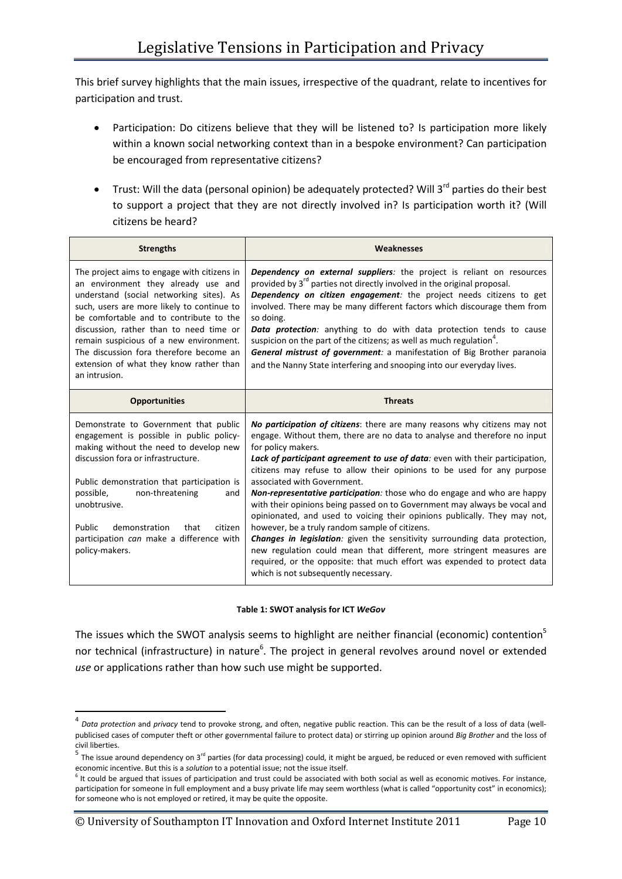This brief survey highlights that the main issues, irrespective of the quadrant, relate to incentives for participation and trust.

- Participation: Do citizens believe that they will be listened to? Is participation more likely within a known social networking context than in a bespoke environment? Can participation be encouraged from representative citizens?
- Trust: Will the data (personal opinion) be adequately protected? Will 3rd parties do their best to support a project that they are not directly involved in? Is participation worth it? (Will citizens be heard?

| Strengths | Weaknesses |
|---|---|
| The project aims to engage with citizens in an environment they already use and understand (social networking sites). As such, users are more likely to continue to be comfortable and to contribute to the discussion, rather than to need time or remain suspicious of a new environment. The discussion fora therefore become an extension of what they know rather than an intrusion. | ***Dependency on external suppliers:*** the project is reliant on resources provided by 3rd parties not directly involved in the original proposal.<br>***Dependency on citizen engagement:*** the project needs citizens to get involved. There may be many different factors which discourage them from so doing.<br>***Data protection:*** anything to do with data protection tends to cause suspicion on the part of the citizens; as well as much regulation[4].<br>***General mistrust of government:*** a manifestation of Big Brother paranoia and the Nanny State interfering and snooping into our everyday lives. |
| **Opportunities** | **Threats** |
| Demonstrate to Government that public engagement is possible in public policy-making without the need to develop new discussion fora or infrastructure.<br><br>Public demonstration that participation is possible, non-threatening and unobtrusive.<br><br>Public demonstration that citizen participation *can* make a difference with policy-makers. | ***No participation of citizens***: there are many reasons why citizens may not engage. Without them, there are no data to analyse and therefore no input for policy makers.<br>***Lack of participant agreement to use of data:*** even with their participation, citizens may refuse to allow their opinions to be used for any purpose associated with Government.<br>***Non-representative participation:*** those who do engage and who are happy with their opinions being passed on to Government may always be vocal and opinionated, and used to voicing their opinions publically. They may not, however, be a truly random sample of citizens.<br>***Changes in legislation:*** given the sensitivity surrounding data protection, new regulation could mean that different, more stringent measures are required, or the opposite: that much effort was expended to protect data which is not subsequently necessary. |

**Table 1: SWOT analysis for ICT *WeGov***

The issues which the SWOT analysis seems to highlight are neither financial (economic) contention[5] nor technical (infrastructure) in nature[6]. The project in general revolves around novel or extended *use* or applications rather than how such use might be supported.

[4] *Data protection* and *privacy* tend to provoke strong, and often, negative public reaction. This can be the result of a loss of data (well-publicised cases of computer theft or other governmental failure to protect data) or stirring up opinion around *Big Brother* and the loss of civil liberties.

[5] The issue around dependency on 3rd parties (for data processing) could, it might be argued, be reduced or even removed with sufficient economic incentive. But this is a *solution* to a potential issue; not the issue itself.

[6] It could be argued that issues of participation and trust could be associated with both social as well as economic motives. For instance, participation for someone in full employment and a busy private life may seem worthless (what is called "opportunity cost" in economics); for someone who is not employed or retired, it may be quite the opposite.

© University of Southampton IT Innovation and Oxford Internet Institute 2011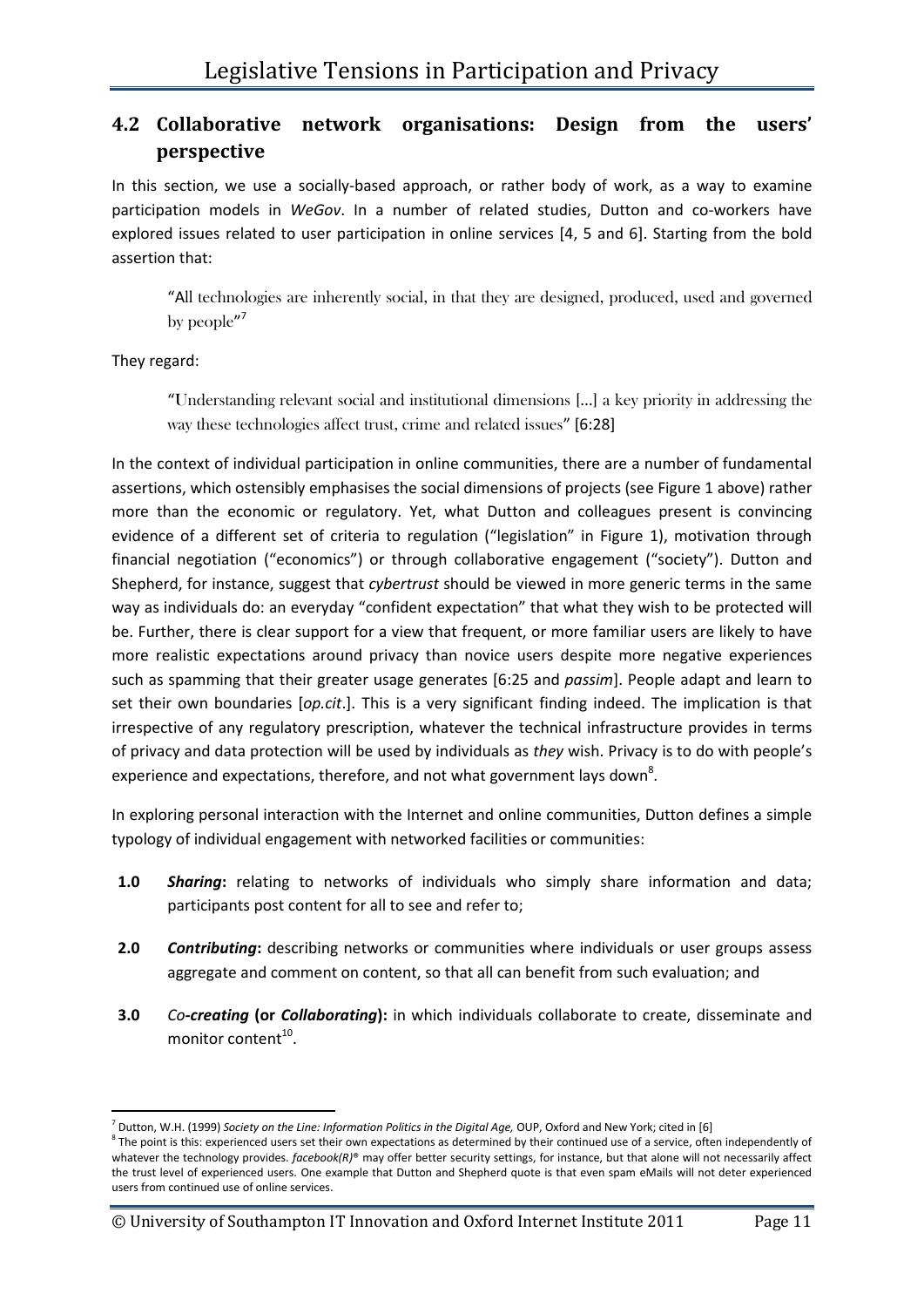## 4.2 Collaborative network organisations: Design from the users' perspective

In this section, we use a socially-based approach, or rather body of work, as a way to examine participation models in *WeGov*. In a number of related studies, Dutton and co-workers have explored issues related to user participation in online services [4, 5 and 6]. Starting from the bold assertion that:

> "All technologies are inherently social, in that they are designed, produced, used and governed by people"[7]

They regard:

> "Understanding relevant social and institutional dimensions [...] a key priority in addressing the way these technologies affect trust, crime and related issues" [6:28]

In the context of individual participation in online communities, there are a number of fundamental assertions, which ostensibly emphasises the social dimensions of projects (see Figure 1 above) rather more than the economic or regulatory. Yet, what Dutton and colleagues present is convincing evidence of a different set of criteria to regulation ("legislation" in Figure 1), motivation through financial negotiation ("economics") or through collaborative engagement ("society"). Dutton and Shepherd, for instance, suggest that *cybertrust* should be viewed in more generic terms in the same way as individuals do: an everyday "confident expectation" that what they wish to be protected will be. Further, there is clear support for a view that frequent, or more familiar users are likely to have more realistic expectations around privacy than novice users despite more negative experiences such as spamming that their greater usage generates [6:25 and *passim*]. People adapt and learn to set their own boundaries [*op.cit*.]. This is a very significant finding indeed. The implication is that irrespective of any regulatory prescription, whatever the technical infrastructure provides in terms of privacy and data protection will be used by individuals as *they* wish. Privacy is to do with people's experience and expectations, therefore, and not what government lays down[8].

In exploring personal interaction with the Internet and online communities, Dutton defines a simple typology of individual engagement with networked facilities or communities:

- **1.0** ***Sharing*:** relating to networks of individuals who simply share information and data; participants post content for all to see and refer to;
- **2.0** ***Contributing*:** describing networks or communities where individuals or user groups assess aggregate and comment on content, so that all can benefit from such evaluation; and
- **3.0** *Co-**creating*** **(or *Collaborating*):** in which individuals collaborate to create, disseminate and monitor content[10].

---

[7] Dutton, W.H. (1999) *Society on the Line: Information Politics in the Digital Age,* OUP, Oxford and New York; cited in [6]

[8] The point is this: experienced users set their own expectations as determined by their continued use of a service, often independently of whatever the technology provides. *facebook(R)®* may offer better security settings, for instance, but that alone will not necessarily affect the trust level of experienced users. One example that Dutton and Shepherd quote is that even spam eMails will not deter experienced users from continued use of online services.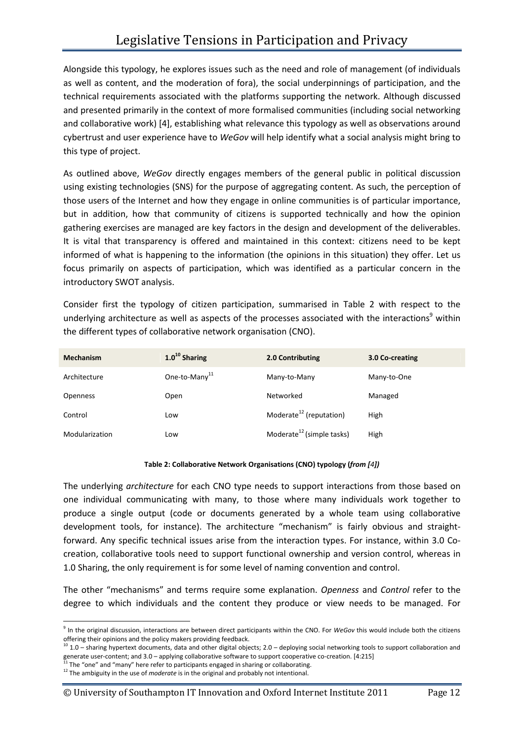Alongside this typology, he explores issues such as the need and role of management (of individuals as well as content, and the moderation of fora), the social underpinnings of participation, and the technical requirements associated with the platforms supporting the network. Although discussed and presented primarily in the context of more formalised communities (including social networking and collaborative work) [4], establishing what relevance this typology as well as observations around cybertrust and user experience have to *WeGov* will help identify what a social analysis might bring to this type of project.

As outlined above, *WeGov* directly engages members of the general public in political discussion using existing technologies (SNS) for the purpose of aggregating content. As such, the perception of those users of the Internet and how they engage in online communities is of particular importance, but in addition, how that community of citizens is supported technically and how the opinion gathering exercises are managed are key factors in the design and development of the deliverables. It is vital that transparency is offered and maintained in this context: citizens need to be kept informed of what is happening to the information (the opinions in this situation) they offer. Let us focus primarily on aspects of participation, which was identified as a particular concern in the introductory SWOT analysis.

Consider first the typology of citizen participation, summarised in Table 2 with respect to the underlying architecture as well as aspects of the processes associated with the interactions[9] within the different types of collaborative network organisation (CNO).

| **Mechanism** | **1.0[10] Sharing** | **2.0 Contributing** | **3.0 Co-creating** |
|---|---|---|---|
| Architecture | One-to-Many[11] | Many-to-Many | Many-to-One |
| Openness | Open | Networked | Managed |
| Control | Low | Moderate[12] (reputation) | High |
| Modularization | Low | Moderate[12] (simple tasks) | High |

**Table 2: Collaborative Network Organisations (CNO) typology (*from [4]*)**

The underlying *architecture* for each CNO type needs to support interactions from those based on one individual communicating with many, to those where many individuals work together to produce a single output (code or documents generated by a whole team using collaborative development tools, for instance). The architecture "mechanism" is fairly obvious and straight-forward. Any specific technical issues arise from the interaction types. For instance, within 3.0 Co-creation, collaborative tools need to support functional ownership and version control, whereas in 1.0 Sharing, the only requirement is for some level of naming convention and control.

The other "mechanisms" and terms require some explanation. *Openness* and *Control* refer to the degree to which individuals and the content they produce or view needs to be managed. For

---

[9] In the original discussion, interactions are between direct participants within the CNO. For *WeGov* this would include both the citizens offering their opinions and the policy makers providing feedback.

[10] 1.0 – sharing hypertext documents, data and other digital objects; 2.0 – deploying social networking tools to support collaboration and generate user-content; and 3.0 – applying collaborative software to support cooperative co-creation. [4:215]

[11] The "one" and "many" here refer to participants engaged in sharing or collaborating.

[12] The ambiguity in the use of *moderate* is in the original and probably not intentional.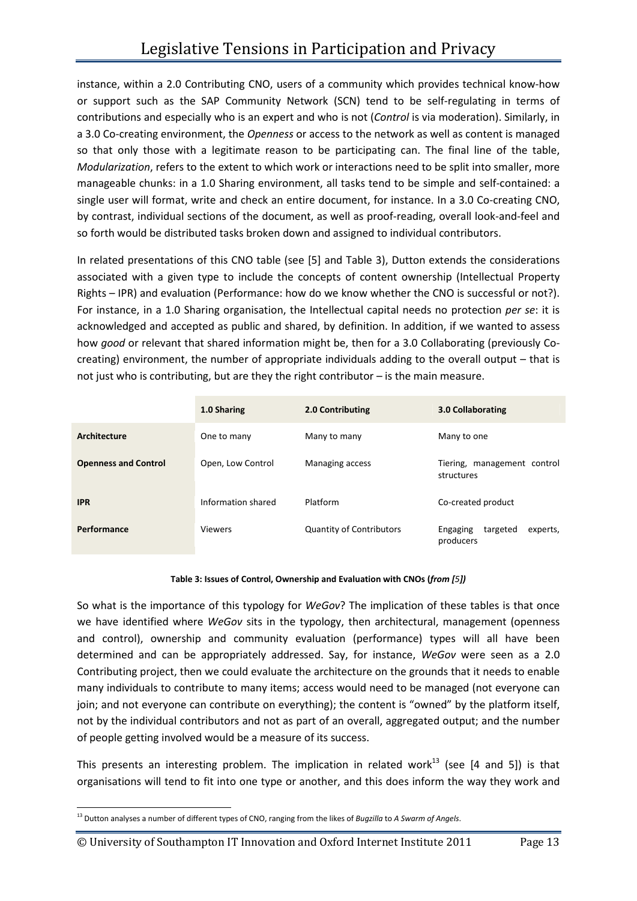instance, within a 2.0 Contributing CNO, users of a community which provides technical know-how or support such as the SAP Community Network (SCN) tend to be self-regulating in terms of contributions and especially who is an expert and who is not (*Control* is via moderation). Similarly, in a 3.0 Co-creating environment, the *Openness* or access to the network as well as content is managed so that only those with a legitimate reason to be participating can. The final line of the table, *Modularization*, refers to the extent to which work or interactions need to be split into smaller, more manageable chunks: in a 1.0 Sharing environment, all tasks tend to be simple and self-contained: a single user will format, write and check an entire document, for instance. In a 3.0 Co-creating CNO, by contrast, individual sections of the document, as well as proof-reading, overall look-and-feel and so forth would be distributed tasks broken down and assigned to individual contributors.

In related presentations of this CNO table (see [5] and Table 3), Dutton extends the considerations associated with a given type to include the concepts of content ownership (Intellectual Property Rights – IPR) and evaluation (Performance: how do we know whether the CNO is successful or not?). For instance, in a 1.0 Sharing organisation, the Intellectual capital needs no protection *per se*: it is acknowledged and accepted as public and shared, by definition. In addition, if we wanted to assess how *good* or relevant that shared information might be, then for a 3.0 Collaborating (previously Co-creating) environment, the number of appropriate individuals adding to the overall output – that is not just who is contributing, but are they the right contributor – is the main measure.

| | **1.0 Sharing** | **2.0 Contributing** | **3.0 Collaborating** |
|---|---|---|---|
| **Architecture** | One to many | Many to many | Many to one |
| **Openness and Control** | Open, Low Control | Managing access | Tiering, management control structures |
| **IPR** | Information shared | Platform | Co-created product |
| **Performance** | Viewers | Quantity of Contributors | Engaging targeted experts, producers |

**Table 3: Issues of Control, Ownership and Evaluation with CNOs (*from [5]*)**

So what is the importance of this typology for *WeGov*? The implication of these tables is that once we have identified where *WeGov* sits in the typology, then architectural, management (openness and control), ownership and community evaluation (performance) types will all have been determined and can be appropriately addressed. Say, for instance, *WeGov* were seen as a 2.0 Contributing project, then we could evaluate the architecture on the grounds that it needs to enable many individuals to contribute to many items; access would need to be managed (not everyone can join; and not everyone can contribute on everything); the content is "owned" by the platform itself, not by the individual contributors and not as part of an overall, aggregated output; and the number of people getting involved would be a measure of its success.

This presents an interesting problem. The implication in related work[13] (see [4 and 5]) is that organisations will tend to fit into one type or another, and this does inform the way they work and

[13] Dutton analyses a number of different types of CNO, ranging from the likes of *Bugzilla* to *A Swarm of Angels*.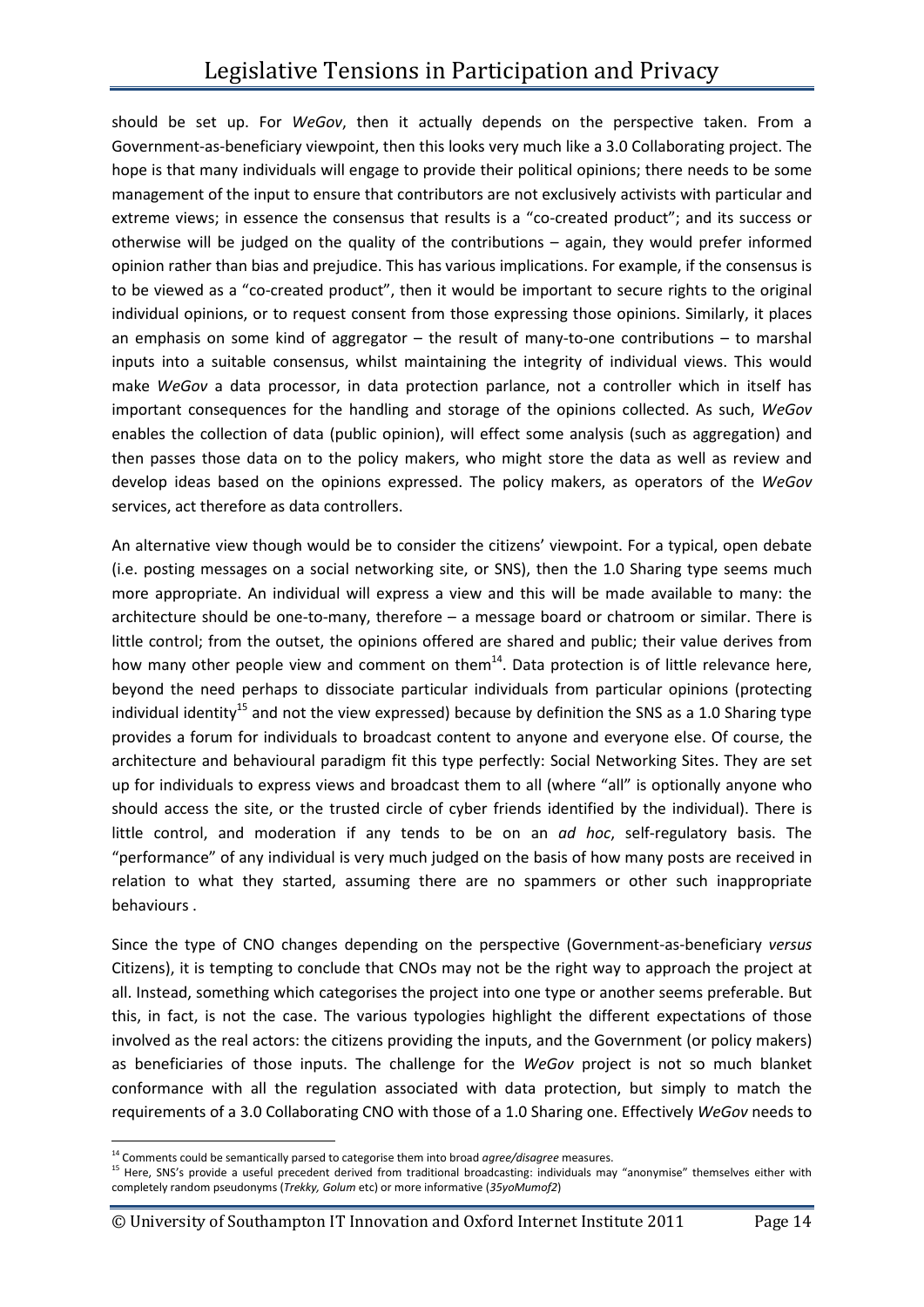should be set up. For *WeGov*, then it actually depends on the perspective taken. From a Government-as-beneficiary viewpoint, then this looks very much like a 3.0 Collaborating project. The hope is that many individuals will engage to provide their political opinions; there needs to be some management of the input to ensure that contributors are not exclusively activists with particular and extreme views; in essence the consensus that results is a "co-created product"; and its success or otherwise will be judged on the quality of the contributions – again, they would prefer informed opinion rather than bias and prejudice. This has various implications. For example, if the consensus is to be viewed as a "co-created product", then it would be important to secure rights to the original individual opinions, or to request consent from those expressing those opinions. Similarly, it places an emphasis on some kind of aggregator – the result of many-to-one contributions – to marshal inputs into a suitable consensus, whilst maintaining the integrity of individual views. This would make *WeGov* a data processor, in data protection parlance, not a controller which in itself has important consequences for the handling and storage of the opinions collected. As such, *WeGov* enables the collection of data (public opinion), will effect some analysis (such as aggregation) and then passes those data on to the policy makers, who might store the data as well as review and develop ideas based on the opinions expressed. The policy makers, as operators of the *WeGov* services, act therefore as data controllers.

An alternative view though would be to consider the citizens' viewpoint. For a typical, open debate (i.e. posting messages on a social networking site, or SNS), then the 1.0 Sharing type seems much more appropriate. An individual will express a view and this will be made available to many: the architecture should be one-to-many, therefore – a message board or chatroom or similar. There is little control; from the outset, the opinions offered are shared and public; their value derives from how many other people view and comment on them[14]. Data protection is of little relevance here, beyond the need perhaps to dissociate particular individuals from particular opinions (protecting individual identity[15] and not the view expressed) because by definition the SNS as a 1.0 Sharing type provides a forum for individuals to broadcast content to anyone and everyone else. Of course, the architecture and behavioural paradigm fit this type perfectly: Social Networking Sites. They are set up for individuals to express views and broadcast them to all (where "all" is optionally anyone who should access the site, or the trusted circle of cyber friends identified by the individual). There is little control, and moderation if any tends to be on an *ad hoc*, self-regulatory basis. The "performance" of any individual is very much judged on the basis of how many posts are received in relation to what they started, assuming there are no spammers or other such inappropriate behaviours .

Since the type of CNO changes depending on the perspective (Government-as-beneficiary *versus* Citizens), it is tempting to conclude that CNOs may not be the right way to approach the project at all. Instead, something which categorises the project into one type or another seems preferable. But this, in fact, is not the case. The various typologies highlight the different expectations of those involved as the real actors: the citizens providing the inputs, and the Government (or policy makers) as beneficiaries of those inputs. The challenge for the *WeGov* project is not so much blanket conformance with all the regulation associated with data protection, but simply to match the requirements of a 3.0 Collaborating CNO with those of a 1.0 Sharing one. Effectively *WeGov* needs to

---

[14] Comments could be semantically parsed to categorise them into broad *agree/disagree* measures.

[15] Here, SNS's provide a useful precedent derived from traditional broadcasting: individuals may "anonymise" themselves either with completely random pseudonyms (*Trekky, Golum* etc) or more informative (*35yoMumof2*)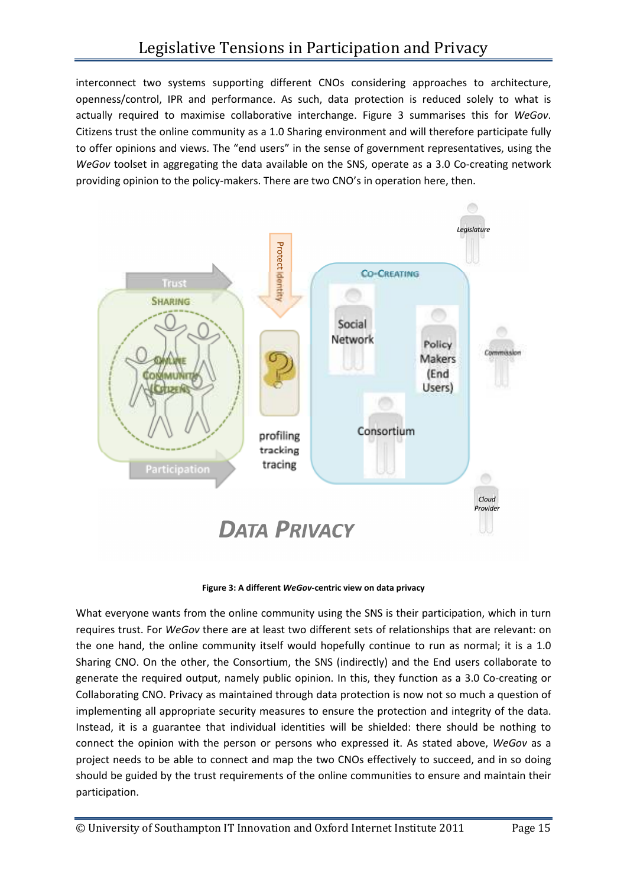interconnect two systems supporting different CNOs considering approaches to architecture, openness/control, IPR and performance. As such, data protection is reduced solely to what is actually required to maximise collaborative interchange. Figure 3 summarises this for *WeGov*. Citizens trust the online community as a 1.0 Sharing environment and will therefore participate fully to offer opinions and views. The "end users" in the sense of government representatives, using the *WeGov* toolset in aggregating the data available on the SNS, operate as a 3.0 Co-creating network providing opinion to the policy-makers. There are two CNO's in operation here, then.

**Figure 3: A different *WeGov*-centric view on data privacy**

What everyone wants from the online community using the SNS is their participation, which in turn requires trust. For *WeGov* there are at least two different sets of relationships that are relevant: on the one hand, the online community itself would hopefully continue to run as normal; it is a 1.0 Sharing CNO. On the other, the Consortium, the SNS (indirectly) and the End users collaborate to generate the required output, namely public opinion. In this, they function as a 3.0 Co-creating or Collaborating CNO. Privacy as maintained through data protection is now not so much a question of implementing all appropriate security measures to ensure the protection and integrity of the data. Instead, it is a guarantee that individual identities will be shielded: there should be nothing to connect the opinion with the person or persons who expressed it. As stated above, *WeGov* as a project needs to be able to connect and map the two CNOs effectively to succeed, and in so doing should be guided by the trust requirements of the online communities to ensure and maintain their participation.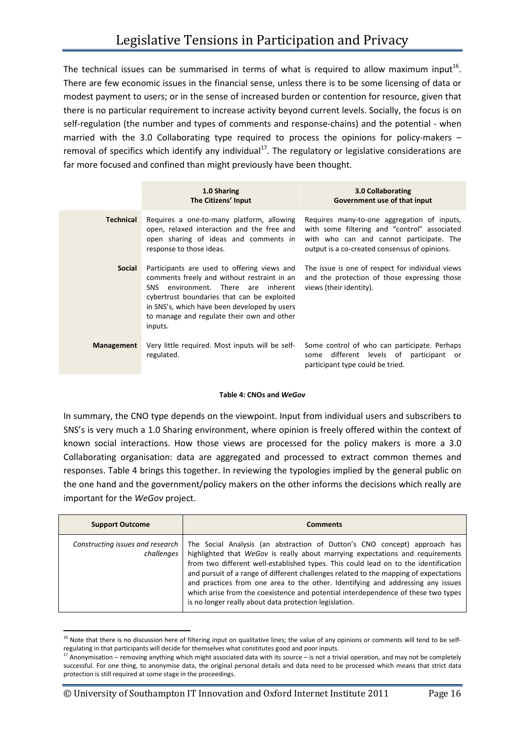The technical issues can be summarised in terms of what is required to allow maximum input[16]. There are few economic issues in the financial sense, unless there is to be some licensing of data or modest payment to users; or in the sense of increased burden or contention for resource, given that there is no particular requirement to increase activity beyond current levels. Socially, the focus is on self-regulation (the number and types of comments and response-chains) and the potential - when married with the 3.0 Collaborating type required to process the opinions for policy-makers – removal of specifics which identify any individual[17]. The regulatory or legislative considerations are far more focused and confined than might previously have been thought.

| | **1.0 Sharing**<br>**The Citizens' Input** | **3.0 Collaborating**<br>**Government use of that input** |
|---|---|---|
| **Technical** | Requires a one-to-many platform, allowing open, relaxed interaction and the free and open sharing of ideas and comments in response to those ideas. | Requires many-to-one aggregation of inputs, with some filtering and "control" associated with who can and cannot participate. The output is a co-created consensus of opinions. |
| **Social** | Participants are used to offering views and comments freely and without restraint in an SNS environment. There are inherent cybertrust boundaries that can be exploited in SNS's, which have been developed by users to manage and regulate their own and other inputs. | The issue is one of respect for individual views and the protection of those expressing those views (their identity). |
| **Management** | Very little required. Most inputs will be self-regulated. | Some control of who can participate. Perhaps some different levels of participant or participant type could be tried. |

**Table 4: CNOs and *WeGov***

In summary, the CNO type depends on the viewpoint. Input from individual users and subscribers to SNS's is very much a 1.0 Sharing environment, where opinion is freely offered within the context of known social interactions. How those views are processed for the policy makers is more a 3.0 Collaborating organisation: data are aggregated and processed to extract common themes and responses. Table 4 brings this together. In reviewing the typologies implied by the general public on the one hand and the government/policy makers on the other informs the decisions which really are important for the *WeGov* project.

| **Support Outcome** | **Comments** |
|---|---|
| *Constructing issues and research challenges* | The Social Analysis (an abstraction of Dutton's CNO concept) approach has highlighted that *WeGov* is really about marrying expectations and requirements from two different well-established types. This could lead on to the identification and pursuit of a range of different challenges related to the mapping of expectations and practices from one area to the other. Identifying and addressing any issues which arise from the coexistence and potential interdependence of these two types is no longer really about data protection legislation. |

[16] Note that there is no discussion here of filtering input on qualitative lines; the value of any opinions or comments will tend to be self-regulating in that participants will decide for themselves what constitutes good and poor inputs.

[17] Anonymisation – removing anything which might associated data with its source – is not a trivial operation, and may not be completely successful. For one thing, to anonymise data, the original personal details and data need to be processed which means that strict data protection is still required at some stage in the proceedings.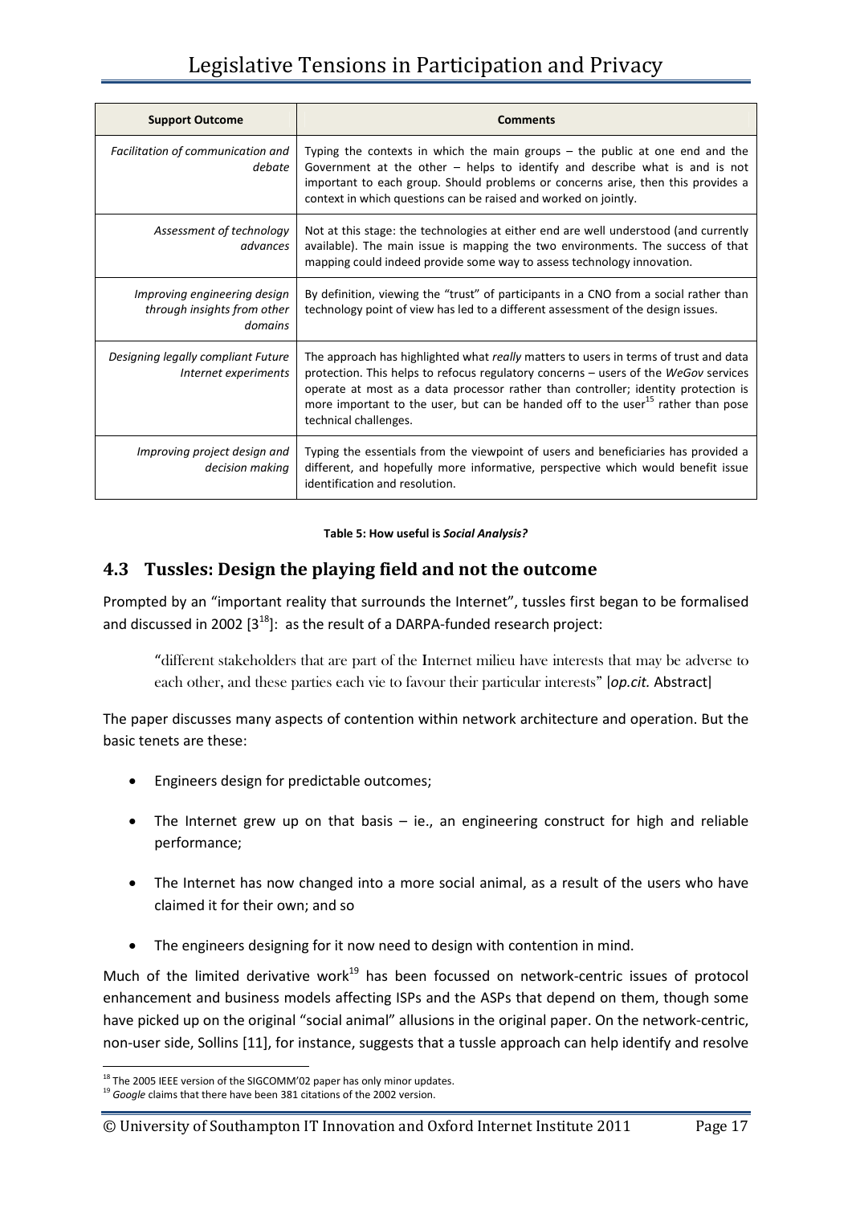| Support Outcome | Comments |
|---|---|
| *Facilitation of communication and debate* | Typing the contexts in which the main groups – the public at one end and the Government at the other – helps to identify and describe what is and is not important to each group. Should problems or concerns arise, then this provides a context in which questions can be raised and worked on jointly. |
| *Assessment of technology advances* | Not at this stage: the technologies at either end are well understood (and currently available). The main issue is mapping the two environments. The success of that mapping could indeed provide some way to assess technology innovation. |
| *Improving engineering design through insights from other domains* | By definition, viewing the "trust" of participants in a CNO from a social rather than technology point of view has led to a different assessment of the design issues. |
| *Designing legally compliant Future Internet experiments* | The approach has highlighted what *really* matters to users in terms of trust and data protection. This helps to refocus regulatory concerns – users of the *WeGov* services operate at most as a data processor rather than controller; identity protection is more important to the user, but can be handed off to the user[15] rather than pose technical challenges. |
| *Improving project design and decision making* | Typing the essentials from the viewpoint of users and beneficiaries has provided a different, and hopefully more informative, perspective which would benefit issue identification and resolution. |

**Table 5: How useful is *Social Analysis?***

## 4.3 Tussles: Design the playing field and not the outcome

Prompted by an "important reality that surrounds the Internet", tussles first began to be formalised and discussed in 2002 [3[18]]: as the result of a DARPA-funded research project:

> "different stakeholders that are part of the Internet milieu have interests that may be adverse to each other, and these parties each vie to favour their particular interests" [*op.cit.* Abstract]

The paper discusses many aspects of contention within network architecture and operation. But the basic tenets are these:

- Engineers design for predictable outcomes;
- The Internet grew up on that basis – ie., an engineering construct for high and reliable performance;
- The Internet has now changed into a more social animal, as a result of the users who have claimed it for their own; and so
- The engineers designing for it now need to design with contention in mind.

Much of the limited derivative work[19] has been focussed on network-centric issues of protocol enhancement and business models affecting ISPs and the ASPs that depend on them, though some have picked up on the original "social animal" allusions in the original paper. On the network-centric, non-user side, Sollins [11], for instance, suggests that a tussle approach can help identify and resolve

[18] The 2005 IEEE version of the SIGCOMM'02 paper has only minor updates.

[19] *Google* claims that there have been 381 citations of the 2002 version.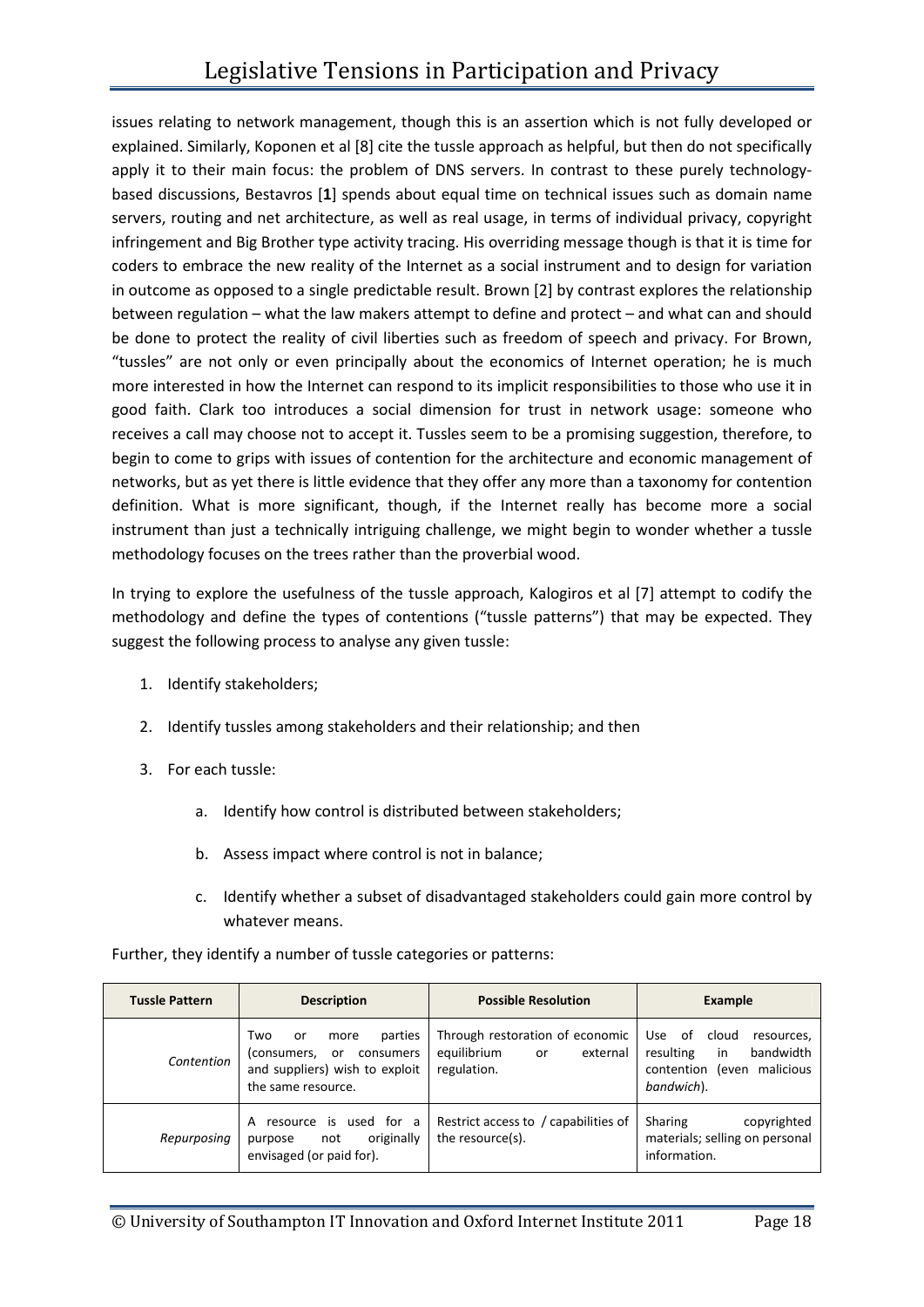issues relating to network management, though this is an assertion which is not fully developed or explained. Similarly, Koponen et al [8] cite the tussle approach as helpful, but then do not specifically apply it to their main focus: the problem of DNS servers. In contrast to these purely technology-based discussions, Bestavros [**1**] spends about equal time on technical issues such as domain name servers, routing and net architecture, as well as real usage, in terms of individual privacy, copyright infringement and Big Brother type activity tracing. His overriding message though is that it is time for coders to embrace the new reality of the Internet as a social instrument and to design for variation in outcome as opposed to a single predictable result. Brown [2] by contrast explores the relationship between regulation – what the law makers attempt to define and protect – and what can and should be done to protect the reality of civil liberties such as freedom of speech and privacy. For Brown, "tussles" are not only or even principally about the economics of Internet operation; he is much more interested in how the Internet can respond to its implicit responsibilities to those who use it in good faith. Clark too introduces a social dimension for trust in network usage: someone who receives a call may choose not to accept it. Tussles seem to be a promising suggestion, therefore, to begin to come to grips with issues of contention for the architecture and economic management of networks, but as yet there is little evidence that they offer any more than a taxonomy for contention definition. What is more significant, though, if the Internet really has become more a social instrument than just a technically intriguing challenge, we might begin to wonder whether a tussle methodology focuses on the trees rather than the proverbial wood.

In trying to explore the usefulness of the tussle approach, Kalogiros et al [7] attempt to codify the methodology and define the types of contentions ("tussle patterns") that may be expected. They suggest the following process to analyse any given tussle:

1. Identify stakeholders;
2. Identify tussles among stakeholders and their relationship; and then
3. For each tussle:
    a. Identify how control is distributed between stakeholders;
    b. Assess impact where control is not in balance;
    c. Identify whether a subset of disadvantaged stakeholders could gain more control by whatever means.

Further, they identify a number of tussle categories or patterns:

| Tussle Pattern | Description | Possible Resolution | Example |
|---|---|---|---|
| *Contention* | Two or more parties (consumers, or consumers and suppliers) wish to exploit the same resource. | Through restoration of economic equilibrium or external regulation. | Use of cloud resources, resulting in bandwidth contention (even malicious *bandwich*). |
| *Repurposing* | A resource is used for a purpose not originally envisaged (or paid for). | Restrict access to / capabilities of the resource(s). | Sharing copyrighted materials; selling on personal information. |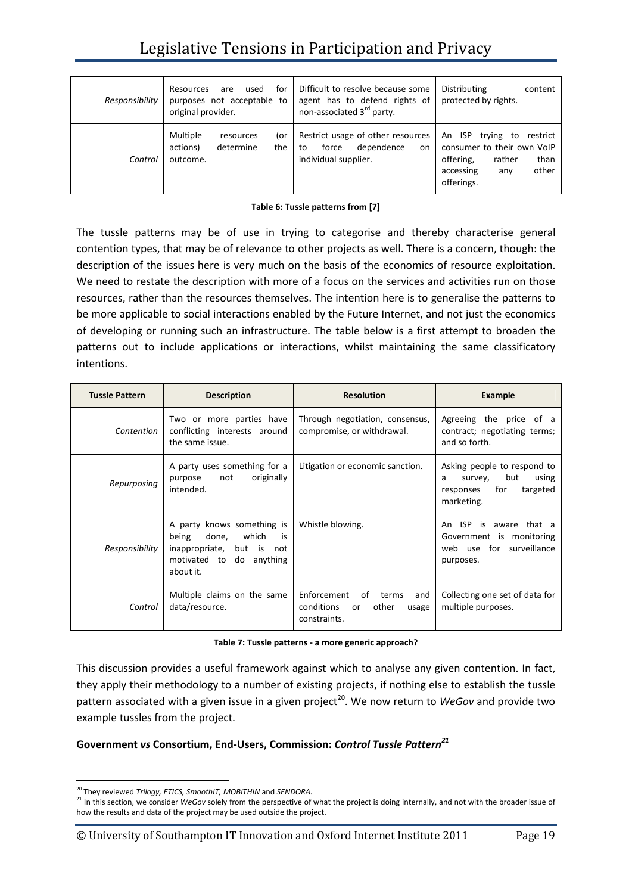| | | | |
|---|---|---|---|
| *Responsibility* | Resources are used for purposes not acceptable to original provider. | Difficult to resolve because some agent has to defend rights of non-associated 3rd party. | Distributing content protected by rights. |
| *Control* | Multiple resources (or actions) determine the outcome. | Restrict usage of other resources to force dependence on individual supplier. | An ISP trying to restrict consumer to their own VoIP offering, rather than accessing any other offerings. |

**Table 6: Tussle patterns from [7]**

The tussle patterns may be of use in trying to categorise and thereby characterise general contention types, that may be of relevance to other projects as well. There is a concern, though: the description of the issues here is very much on the basis of the economics of resource exploitation. We need to restate the description with more of a focus on the services and activities run on those resources, rather than the resources themselves. The intention here is to generalise the patterns to be more applicable to social interactions enabled by the Future Internet, and not just the economics of developing or running such an infrastructure. The table below is a first attempt to broaden the patterns out to include applications or interactions, whilst maintaining the same classificatory intentions.

| Tussle Pattern | Description | Resolution | Example |
|---|---|---|---|
| *Contention* | Two or more parties have conflicting interests around the same issue. | Through negotiation, consensus, compromise, or withdrawal. | Agreeing the price of a contract; negotiating terms; and so forth. |
| *Repurposing* | A party uses something for a purpose not originally intended. | Litigation or economic sanction. | Asking people to respond to a survey, but using responses for targeted marketing. |
| *Responsibility* | A party knows something is being done, which is inappropriate, but is not motivated to do anything about it. | Whistle blowing. | An ISP is aware that a Government is monitoring web use for surveillance purposes. |
| *Control* | Multiple claims on the same data/resource. | Enforcement of terms and conditions or other usage constraints. | Collecting one set of data for multiple purposes. |

**Table 7: Tussle patterns - a more generic approach?**

This discussion provides a useful framework against which to analyse any given contention. In fact, they apply their methodology to a number of existing projects, if nothing else to establish the tussle pattern associated with a given issue in a given project[20]. We now return to *WeGov* and provide two example tussles from the project.

**Government *vs* Consortium, End-Users, Commission: *Control Tussle Pattern*[21]**

[20] They reviewed *Trilogy, ETICS, SmoothIT, MOBITHIN* and *SENDORA*.

[21] In this section, we consider *WeGov* solely from the perspective of what the project is doing internally, and not with the broader issue of how the results and data of the project may be used outside the project.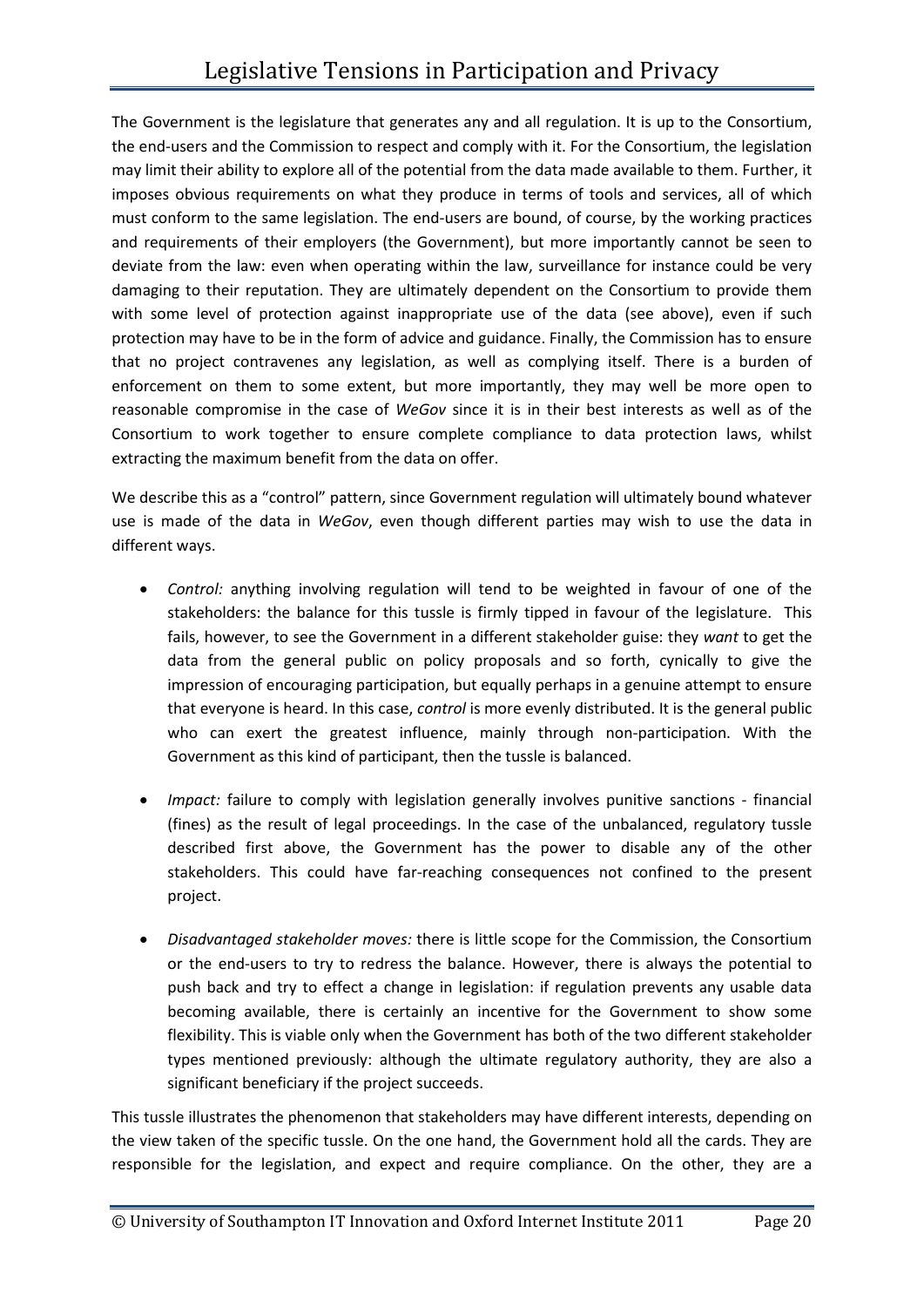The Government is the legislature that generates any and all regulation. It is up to the Consortium, the end-users and the Commission to respect and comply with it. For the Consortium, the legislation may limit their ability to explore all of the potential from the data made available to them. Further, it imposes obvious requirements on what they produce in terms of tools and services, all of which must conform to the same legislation. The end-users are bound, of course, by the working practices and requirements of their employers (the Government), but more importantly cannot be seen to deviate from the law: even when operating within the law, surveillance for instance could be very damaging to their reputation. They are ultimately dependent on the Consortium to provide them with some level of protection against inappropriate use of the data (see above), even if such protection may have to be in the form of advice and guidance. Finally, the Commission has to ensure that no project contravenes any legislation, as well as complying itself. There is a burden of enforcement on them to some extent, but more importantly, they may well be more open to reasonable compromise in the case of *WeGov* since it is in their best interests as well as of the Consortium to work together to ensure complete compliance to data protection laws, whilst extracting the maximum benefit from the data on offer.

We describe this as a "control" pattern, since Government regulation will ultimately bound whatever use is made of the data in *WeGov*, even though different parties may wish to use the data in different ways.

- *Control:* anything involving regulation will tend to be weighted in favour of one of the stakeholders: the balance for this tussle is firmly tipped in favour of the legislature. This fails, however, to see the Government in a different stakeholder guise: they *want* to get the data from the general public on policy proposals and so forth, cynically to give the impression of encouraging participation, but equally perhaps in a genuine attempt to ensure that everyone is heard. In this case, *control* is more evenly distributed. It is the general public who can exert the greatest influence, mainly through non-participation. With the Government as this kind of participant, then the tussle is balanced.

- *Impact:* failure to comply with legislation generally involves punitive sanctions - financial (fines) as the result of legal proceedings. In the case of the unbalanced, regulatory tussle described first above, the Government has the power to disable any of the other stakeholders. This could have far-reaching consequences not confined to the present project.

- *Disadvantaged stakeholder moves:* there is little scope for the Commission, the Consortium or the end-users to try to redress the balance. However, there is always the potential to push back and try to effect a change in legislation: if regulation prevents any usable data becoming available, there is certainly an incentive for the Government to show some flexibility. This is viable only when the Government has both of the two different stakeholder types mentioned previously: although the ultimate regulatory authority, they are also a significant beneficiary if the project succeeds.

This tussle illustrates the phenomenon that stakeholders may have different interests, depending on the view taken of the specific tussle. On the one hand, the Government hold all the cards. They are responsible for the legislation, and expect and require compliance. On the other, they are a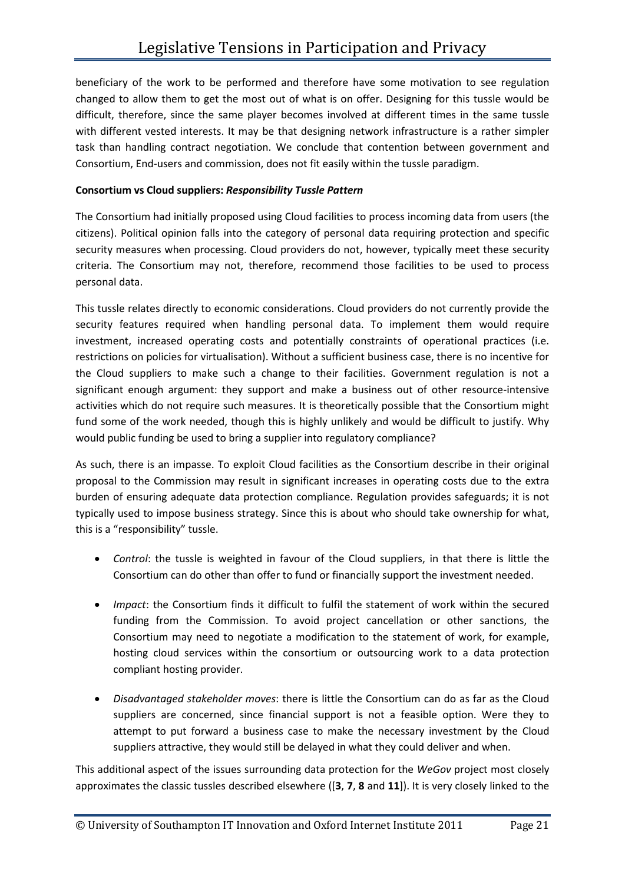beneficiary of the work to be performed and therefore have some motivation to see regulation changed to allow them to get the most out of what is on offer. Designing for this tussle would be difficult, therefore, since the same player becomes involved at different times in the same tussle with different vested interests. It may be that designing network infrastructure is a rather simpler task than handling contract negotiation. We conclude that contention between government and Consortium, End-users and commission, does not fit easily within the tussle paradigm.

**Consortium vs Cloud suppliers: *Responsibility Tussle Pattern***

The Consortium had initially proposed using Cloud facilities to process incoming data from users (the citizens). Political opinion falls into the category of personal data requiring protection and specific security measures when processing. Cloud providers do not, however, typically meet these security criteria. The Consortium may not, therefore, recommend those facilities to be used to process personal data.

This tussle relates directly to economic considerations. Cloud providers do not currently provide the security features required when handling personal data. To implement them would require investment, increased operating costs and potentially constraints of operational practices (i.e. restrictions on policies for virtualisation). Without a sufficient business case, there is no incentive for the Cloud suppliers to make such a change to their facilities. Government regulation is not a significant enough argument: they support and make a business out of other resource-intensive activities which do not require such measures. It is theoretically possible that the Consortium might fund some of the work needed, though this is highly unlikely and would be difficult to justify. Why would public funding be used to bring a supplier into regulatory compliance?

As such, there is an impasse. To exploit Cloud facilities as the Consortium describe in their original proposal to the Commission may result in significant increases in operating costs due to the extra burden of ensuring adequate data protection compliance. Regulation provides safeguards; it is not typically used to impose business strategy. Since this is about who should take ownership for what, this is a "responsibility" tussle.

- *Control*: the tussle is weighted in favour of the Cloud suppliers, in that there is little the Consortium can do other than offer to fund or financially support the investment needed.
- *Impact*: the Consortium finds it difficult to fulfil the statement of work within the secured funding from the Commission. To avoid project cancellation or other sanctions, the Consortium may need to negotiate a modification to the statement of work, for example, hosting cloud services within the consortium or outsourcing work to a data protection compliant hosting provider.
- *Disadvantaged stakeholder moves*: there is little the Consortium can do as far as the Cloud suppliers are concerned, since financial support is not a feasible option. Were they to attempt to put forward a business case to make the necessary investment by the Cloud suppliers attractive, they would still be delayed in what they could deliver and when.

This additional aspect of the issues surrounding data protection for the *WeGov* project most closely approximates the classic tussles described elsewhere ([**3**, **7**, **8** and **11**]). It is very closely linked to the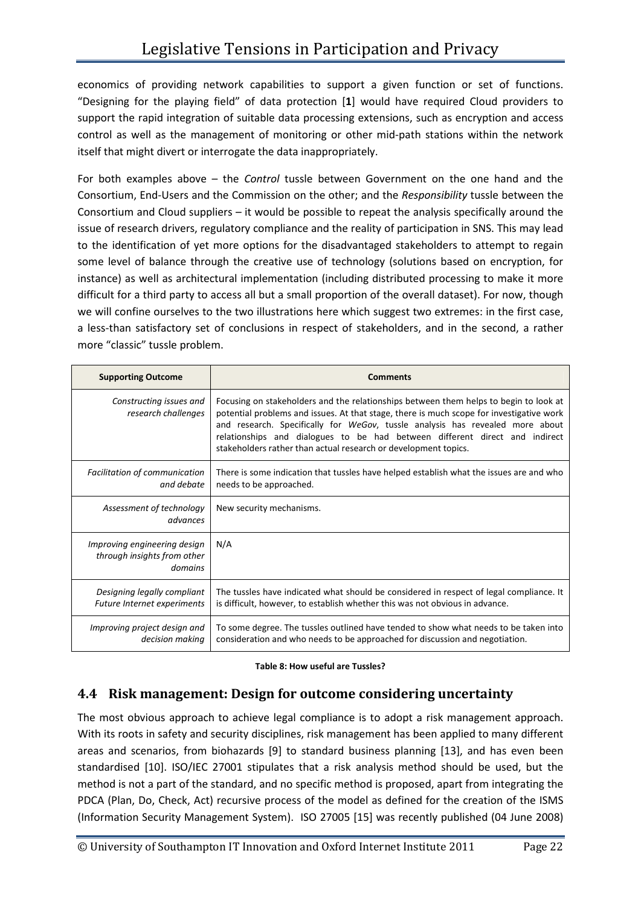economics of providing network capabilities to support a given function or set of functions. "Designing for the playing field" of data protection [**1**] would have required Cloud providers to support the rapid integration of suitable data processing extensions, such as encryption and access control as well as the management of monitoring or other mid-path stations within the network itself that might divert or interrogate the data inappropriately.

For both examples above – the *Control* tussle between Government on the one hand and the Consortium, End-Users and the Commission on the other; and the *Responsibility* tussle between the Consortium and Cloud suppliers – it would be possible to repeat the analysis specifically around the issue of research drivers, regulatory compliance and the reality of participation in SNS. This may lead to the identification of yet more options for the disadvantaged stakeholders to attempt to regain some level of balance through the creative use of technology (solutions based on encryption, for instance) as well as architectural implementation (including distributed processing to make it more difficult for a third party to access all but a small proportion of the overall dataset). For now, though we will confine ourselves to the two illustrations here which suggest two extremes: in the first case, a less-than satisfactory set of conclusions in respect of stakeholders, and in the second, a rather more "classic" tussle problem.

| **Supporting Outcome** | **Comments** |
|---|---|
| *Constructing issues and research challenges* | Focusing on stakeholders and the relationships between them helps to begin to look at potential problems and issues. At that stage, there is much scope for investigative work and research. Specifically for *WeGov*, tussle analysis has revealed more about relationships and dialogues to be had between different direct and indirect stakeholders rather than actual research or development topics. |
| *Facilitation of communication and debate* | There is some indication that tussles have helped establish what the issues are and who needs to be approached. |
| *Assessment of technology advances* | New security mechanisms. |
| *Improving engineering design through insights from other domains* | N/A |
| *Designing legally compliant Future Internet experiments* | The tussles have indicated what should be considered in respect of legal compliance. It is difficult, however, to establish whether this was not obvious in advance. |
| *Improving project design and decision making* | To some degree. The tussles outlined have tended to show what needs to be taken into consideration and who needs to be approached for discussion and negotiation. |

**Table 8: How useful are Tussles?**

## 4.4 Risk management: Design for outcome considering uncertainty

The most obvious approach to achieve legal compliance is to adopt a risk management approach. With its roots in safety and security disciplines, risk management has been applied to many different areas and scenarios, from biohazards [9] to standard business planning [13], and has even been standardised [10]. ISO/IEC 27001 stipulates that a risk analysis method should be used, but the method is not a part of the standard, and no specific method is proposed, apart from integrating the PDCA (Plan, Do, Check, Act) recursive process of the model as defined for the creation of the ISMS (Information Security Management System). ISO 27005 [15] was recently published (04 June 2008)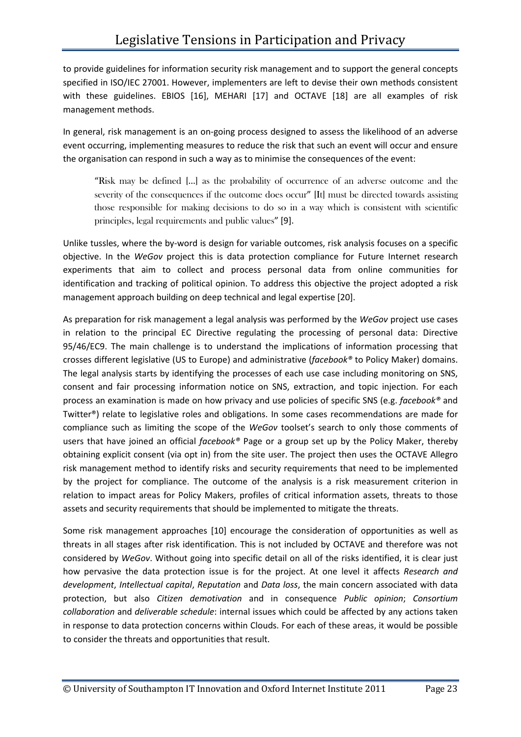to provide guidelines for information security risk management and to support the general concepts specified in ISO/IEC 27001. However, implementers are left to devise their own methods consistent with these guidelines. EBIOS [16], MEHARI [17] and OCTAVE [18] are all examples of risk management methods.

In general, risk management is an on-going process designed to assess the likelihood of an adverse event occurring, implementing measures to reduce the risk that such an event will occur and ensure the organisation can respond in such a way as to minimise the consequences of the event:

> "Risk may be defined [...] as the probability of occurrence of an adverse outcome and the severity of the consequences if the outcome does occur" [It] must be directed towards assisting those responsible for making decisions to do so in a way which is consistent with scientific principles, legal requirements and public values" [9].

Unlike tussles, where the by-word is design for variable outcomes, risk analysis focuses on a specific objective. In the *WeGov* project this is data protection compliance for Future Internet research experiments that aim to collect and process personal data from online communities for identification and tracking of political opinion. To address this objective the project adopted a risk management approach building on deep technical and legal expertise [20].

As preparation for risk management a legal analysis was performed by the *WeGov* project use cases in relation to the principal EC Directive regulating the processing of personal data: Directive 95/46/EC9. The main challenge is to understand the implications of information processing that crosses different legislative (US to Europe) and administrative (*facebook®* to Policy Maker) domains. The legal analysis starts by identifying the processes of each use case including monitoring on SNS, consent and fair processing information notice on SNS, extraction, and topic injection. For each process an examination is made on how privacy and use policies of specific SNS (e.g. *facebook®* and Twitter®) relate to legislative roles and obligations. In some cases recommendations are made for compliance such as limiting the scope of the *WeGov* toolset's search to only those comments of users that have joined an official *facebook®* Page or a group set up by the Policy Maker, thereby obtaining explicit consent (via opt in) from the site user. The project then uses the OCTAVE Allegro risk management method to identify risks and security requirements that need to be implemented by the project for compliance. The outcome of the analysis is a risk measurement criterion in relation to impact areas for Policy Makers, profiles of critical information assets, threats to those assets and security requirements that should be implemented to mitigate the threats.

Some risk management approaches [10] encourage the consideration of opportunities as well as threats in all stages after risk identification. This is not included by OCTAVE and therefore was not considered by *WeGov*. Without going into specific detail on all of the risks identified, it is clear just how pervasive the data protection issue is for the project. At one level it affects *Research and development*, *Intellectual capital*, *Reputation* and *Data loss*, the main concern associated with data protection, but also *Citizen demotivation* and in consequence *Public opinion*; *Consortium collaboration* and *deliverable schedule*: internal issues which could be affected by any actions taken in response to data protection concerns within Clouds. For each of these areas, it would be possible to consider the threats and opportunities that result.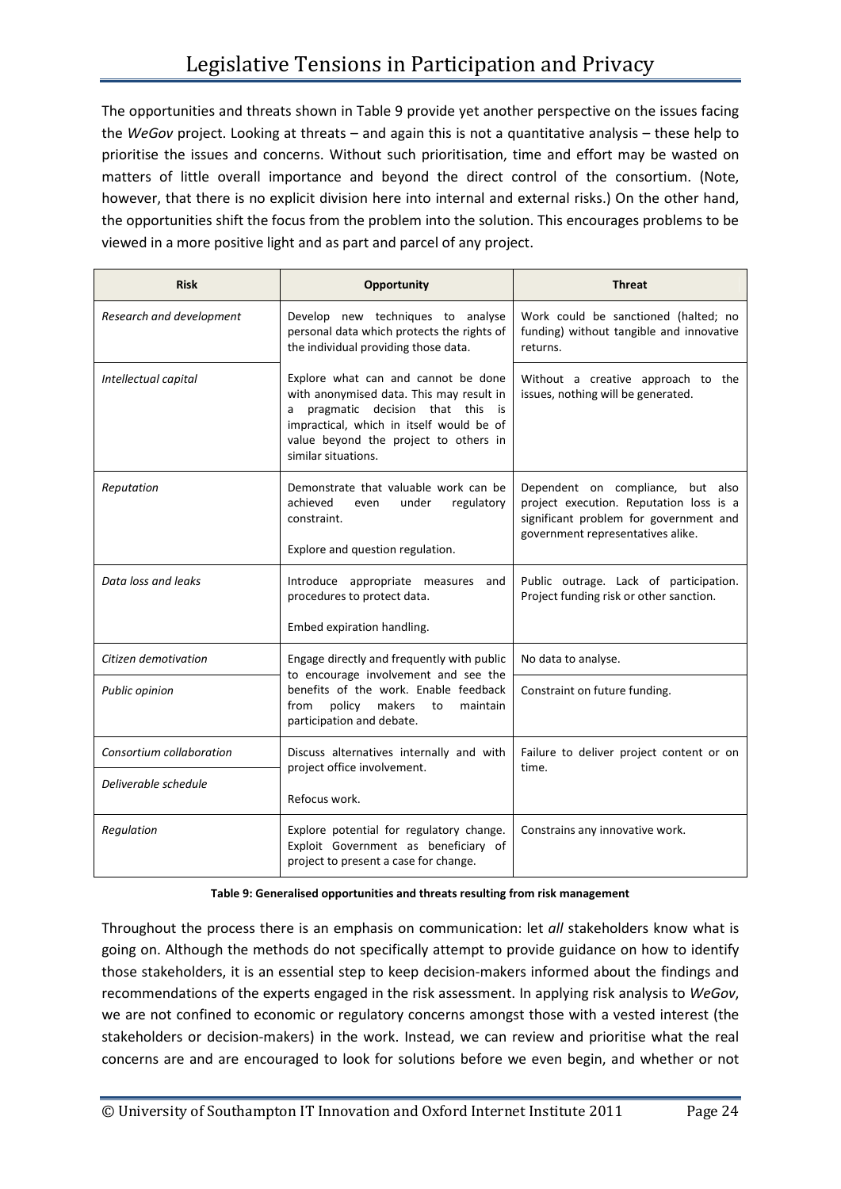The opportunities and threats shown in Table 9 provide yet another perspective on the issues facing the *WeGov* project. Looking at threats – and again this is not a quantitative analysis – these help to prioritise the issues and concerns. Without such prioritisation, time and effort may be wasted on matters of little overall importance and beyond the direct control of the consortium. (Note, however, that there is no explicit division here into internal and external risks.) On the other hand, the opportunities shift the focus from the problem into the solution. This encourages problems to be viewed in a more positive light and as part and parcel of any project.

| Risk | Opportunity | Threat |
|---|---|---|
| *Research and development* | Develop new techniques to analyse personal data which protects the rights of the individual providing those data. | Work could be sanctioned (halted; no funding) without tangible and innovative returns. |
| *Intellectual capital* | Explore what can and cannot be done with anonymised data. This may result in a pragmatic decision that this is impractical, which in itself would be of value beyond the project to others in similar situations. | Without a creative approach to the issues, nothing will be generated. |
| *Reputation* | Demonstrate that valuable work can be achieved even under regulatory constraint.<br><br>Explore and question regulation. | Dependent on compliance, but also project execution. Reputation loss is a significant problem for government and government representatives alike. |
| *Data loss and leaks* | Introduce appropriate measures and procedures to protect data.<br><br>Embed expiration handling. | Public outrage. Lack of participation. Project funding risk or other sanction. |
| *Citizen demotivation* | Engage directly and frequently with public to encourage involvement and see the benefits of the work. Enable feedback from policy makers to maintain participation and debate. | No data to analyse. |
| *Public opinion* | | Constraint on future funding. |
| *Consortium collaboration* | Discuss alternatives internally and with project office involvement.<br><br>Refocus work. | Failure to deliver project content or on time. |
| *Deliverable schedule* | | |
| *Regulation* | Explore potential for regulatory change. Exploit Government as beneficiary of project to present a case for change. | Constrains any innovative work. |

**Table 9: Generalised opportunities and threats resulting from risk management**

Throughout the process there is an emphasis on communication: let *all* stakeholders know what is going on. Although the methods do not specifically attempt to provide guidance on how to identify those stakeholders, it is an essential step to keep decision-makers informed about the findings and recommendations of the experts engaged in the risk assessment. In applying risk analysis to *WeGov*, we are not confined to economic or regulatory concerns amongst those with a vested interest (the stakeholders or decision-makers) in the work. Instead, we can review and prioritise what the real concerns are and are encouraged to look for solutions before we even begin, and whether or not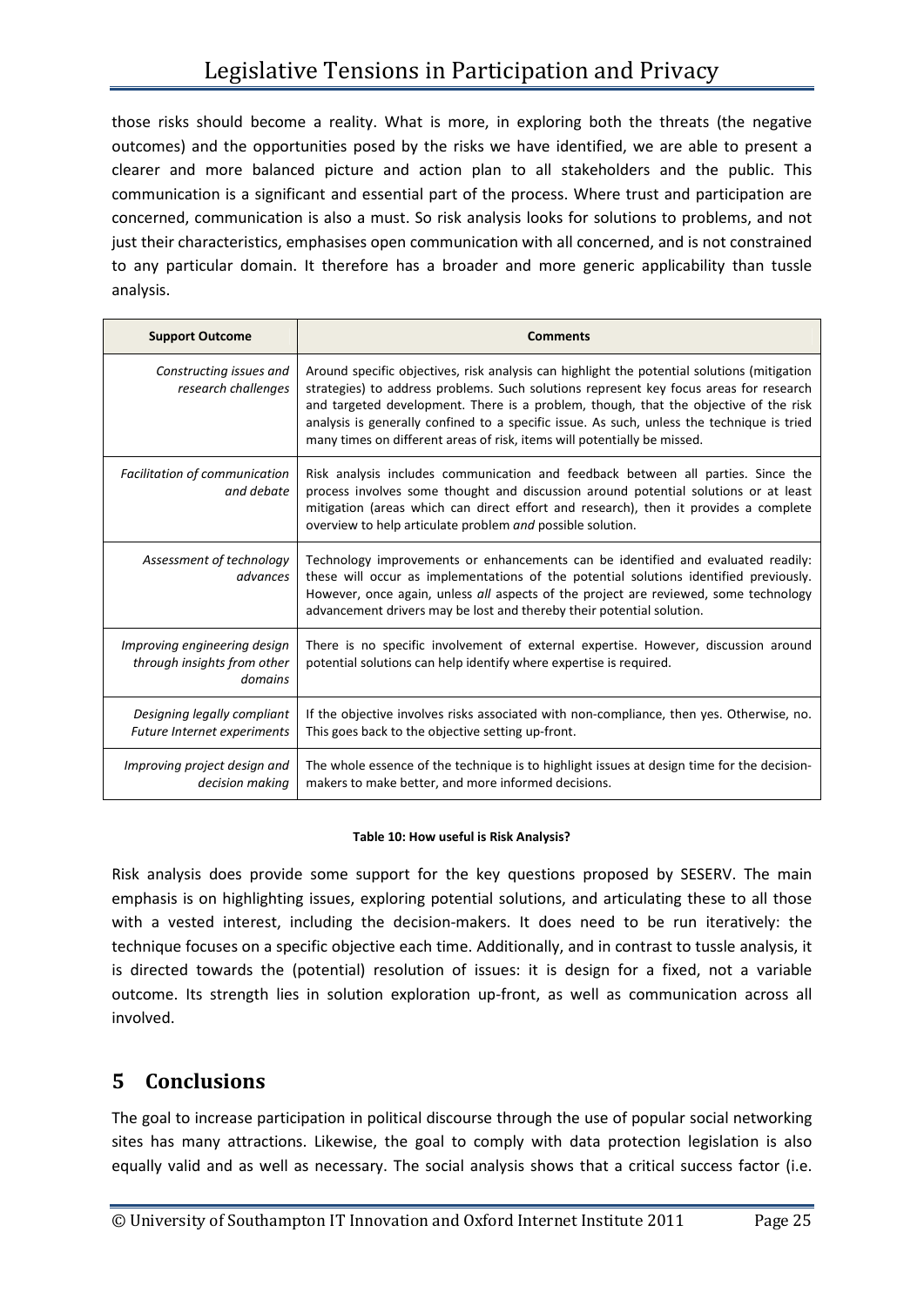those risks should become a reality. What is more, in exploring both the threats (the negative outcomes) and the opportunities posed by the risks we have identified, we are able to present a clearer and more balanced picture and action plan to all stakeholders and the public. This communication is a significant and essential part of the process. Where trust and participation are concerned, communication is also a must. So risk analysis looks for solutions to problems, and not just their characteristics, emphasises open communication with all concerned, and is not constrained to any particular domain. It therefore has a broader and more generic applicability than tussle analysis.

| Support Outcome | Comments |
|---|---|
| *Constructing issues and research challenges* | Around specific objectives, risk analysis can highlight the potential solutions (mitigation strategies) to address problems. Such solutions represent key focus areas for research and targeted development. There is a problem, though, that the objective of the risk analysis is generally confined to a specific issue. As such, unless the technique is tried many times on different areas of risk, items will potentially be missed. |
| *Facilitation of communication and debate* | Risk analysis includes communication and feedback between all parties. Since the process involves some thought and discussion around potential solutions or at least mitigation (areas which can direct effort and research), then it provides a complete overview to help articulate problem *and* possible solution. |
| *Assessment of technology advances* | Technology improvements or enhancements can be identified and evaluated readily: these will occur as implementations of the potential solutions identified previously. However, once again, unless *all* aspects of the project are reviewed, some technology advancement drivers may be lost and thereby their potential solution. |
| *Improving engineering design through insights from other domains* | There is no specific involvement of external expertise. However, discussion around potential solutions can help identify where expertise is required. |
| *Designing legally compliant Future Internet experiments* | If the objective involves risks associated with non-compliance, then yes. Otherwise, no. This goes back to the objective setting up-front. |
| *Improving project design and decision making* | The whole essence of the technique is to highlight issues at design time for the decision-makers to make better, and more informed decisions. |

**Table 10: How useful is Risk Analysis?**

Risk analysis does provide some support for the key questions proposed by SESERV. The main emphasis is on highlighting issues, exploring potential solutions, and articulating these to all those with a vested interest, including the decision-makers. It does need to be run iteratively: the technique focuses on a specific objective each time. Additionally, and in contrast to tussle analysis, it is directed towards the (potential) resolution of issues: it is design for a fixed, not a variable outcome. Its strength lies in solution exploration up-front, as well as communication across all involved.

# 5 Conclusions

The goal to increase participation in political discourse through the use of popular social networking sites has many attractions. Likewise, the goal to comply with data protection legislation is also equally valid and as well as necessary. The social analysis shows that a critical success factor (i.e.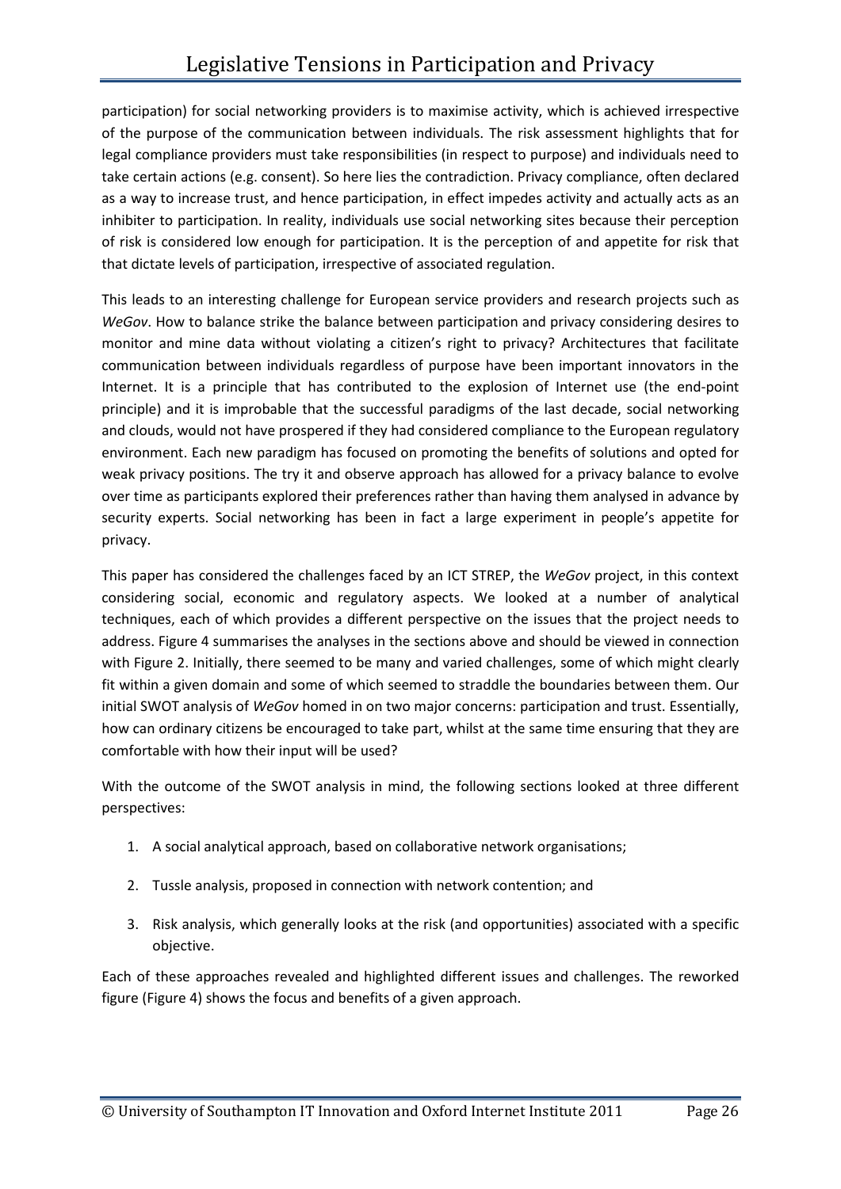participation) for social networking providers is to maximise activity, which is achieved irrespective of the purpose of the communication between individuals. The risk assessment highlights that for legal compliance providers must take responsibilities (in respect to purpose) and individuals need to take certain actions (e.g. consent). So here lies the contradiction. Privacy compliance, often declared as a way to increase trust, and hence participation, in effect impedes activity and actually acts as an inhibiter to participation. In reality, individuals use social networking sites because their perception of risk is considered low enough for participation. It is the perception of and appetite for risk that that dictate levels of participation, irrespective of associated regulation.

This leads to an interesting challenge for European service providers and research projects such as *WeGov*. How to balance strike the balance between participation and privacy considering desires to monitor and mine data without violating a citizen's right to privacy? Architectures that facilitate communication between individuals regardless of purpose have been important innovators in the Internet. It is a principle that has contributed to the explosion of Internet use (the end-point principle) and it is improbable that the successful paradigms of the last decade, social networking and clouds, would not have prospered if they had considered compliance to the European regulatory environment. Each new paradigm has focused on promoting the benefits of solutions and opted for weak privacy positions. The try it and observe approach has allowed for a privacy balance to evolve over time as participants explored their preferences rather than having them analysed in advance by security experts. Social networking has been in fact a large experiment in people's appetite for privacy.

This paper has considered the challenges faced by an ICT STREP, the *WeGov* project, in this context considering social, economic and regulatory aspects. We looked at a number of analytical techniques, each of which provides a different perspective on the issues that the project needs to address. Figure 4 summarises the analyses in the sections above and should be viewed in connection with Figure 2. Initially, there seemed to be many and varied challenges, some of which might clearly fit within a given domain and some of which seemed to straddle the boundaries between them. Our initial SWOT analysis of *WeGov* homed in on two major concerns: participation and trust. Essentially, how can ordinary citizens be encouraged to take part, whilst at the same time ensuring that they are comfortable with how their input will be used?

With the outcome of the SWOT analysis in mind, the following sections looked at three different perspectives:

1. A social analytical approach, based on collaborative network organisations;
2. Tussle analysis, proposed in connection with network contention; and
3. Risk analysis, which generally looks at the risk (and opportunities) associated with a specific objective.

Each of these approaches revealed and highlighted different issues and challenges. The reworked figure (Figure 4) shows the focus and benefits of a given approach.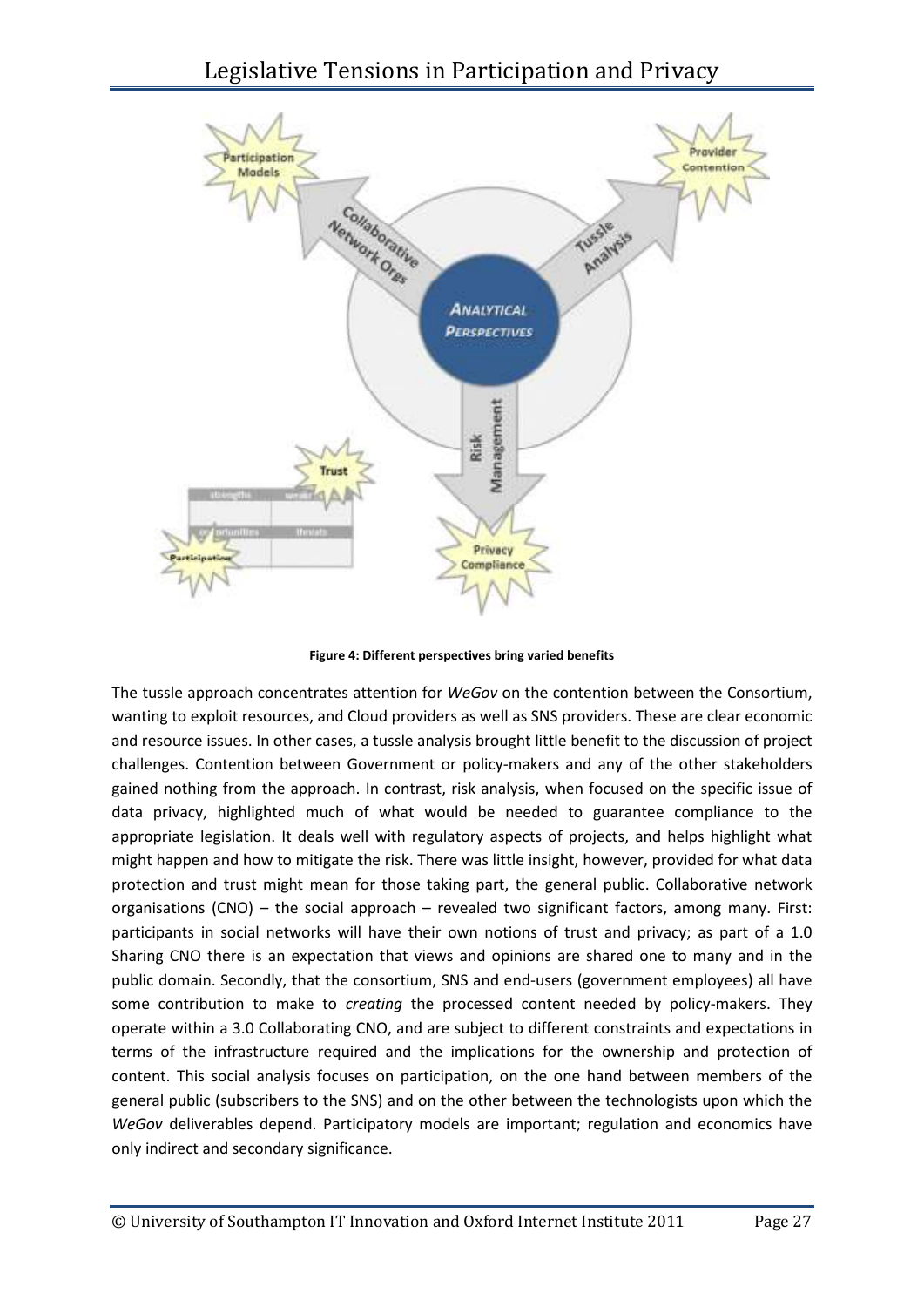Figure 4: Different perspectives bring varied benefits

The tussle approach concentrates attention for *WeGov* on the contention between the Consortium, wanting to exploit resources, and Cloud providers as well as SNS providers. These are clear economic and resource issues. In other cases, a tussle analysis brought little benefit to the discussion of project challenges. Contention between Government or policy-makers and any of the other stakeholders gained nothing from the approach. In contrast, risk analysis, when focused on the specific issue of data privacy, highlighted much of what would be needed to guarantee compliance to the appropriate legislation. It deals well with regulatory aspects of projects, and helps highlight what might happen and how to mitigate the risk. There was little insight, however, provided for what data protection and trust might mean for those taking part, the general public. Collaborative network organisations (CNO) – the social approach – revealed two significant factors, among many. First: participants in social networks will have their own notions of trust and privacy; as part of a 1.0 Sharing CNO there is an expectation that views and opinions are shared one to many and in the public domain. Secondly, that the consortium, SNS and end-users (government employees) all have some contribution to make to *creating* the processed content needed by policy-makers. They operate within a 3.0 Collaborating CNO, and are subject to different constraints and expectations in terms of the infrastructure required and the implications for the ownership and protection of content. This social analysis focuses on participation, on the one hand between members of the general public (subscribers to the SNS) and on the other between the technologists upon which the *WeGov* deliverables depend. Participatory models are important; regulation and economics have only indirect and secondary significance.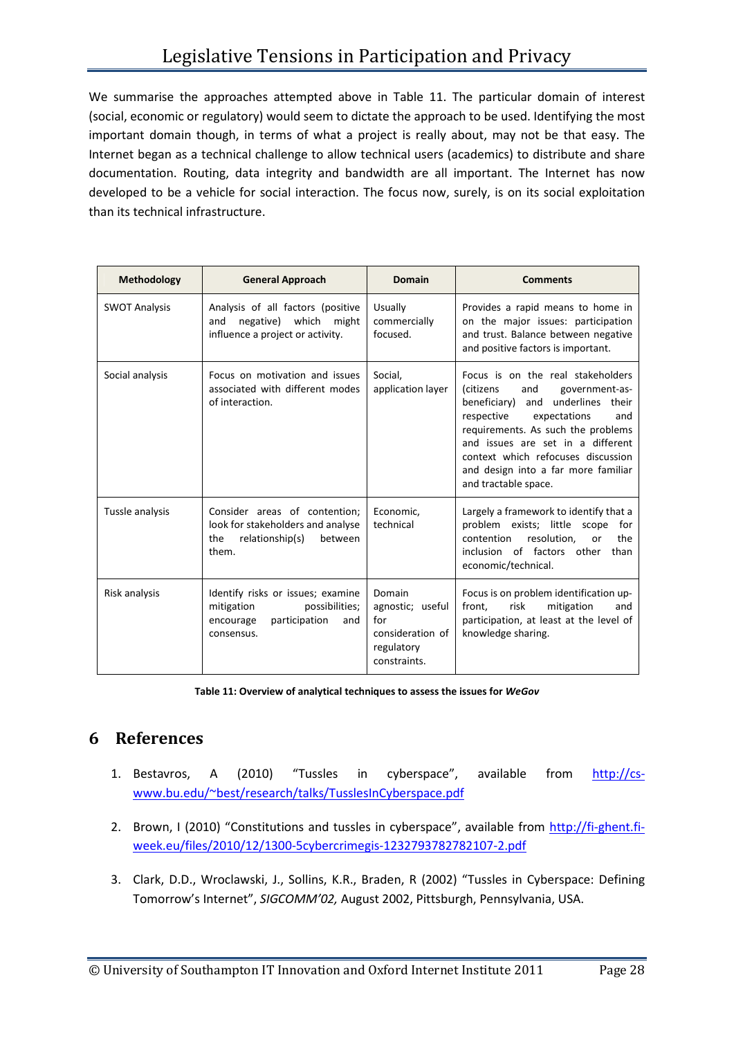We summarise the approaches attempted above in Table 11. The particular domain of interest (social, economic or regulatory) would seem to dictate the approach to be used. Identifying the most important domain though, in terms of what a project is really about, may not be that easy. The Internet began as a technical challenge to allow technical users (academics) to distribute and share documentation. Routing, data integrity and bandwidth are all important. The Internet has now developed to be a vehicle for social interaction. The focus now, surely, is on its social exploitation than its technical infrastructure.

| Methodology | General Approach | Domain | Comments |
|---|---|---|---|
| SWOT Analysis | Analysis of all factors (positive and negative) which might influence a project or activity. | Usually commercially focused. | Provides a rapid means to home in on the major issues: participation and trust. Balance between negative and positive factors is important. |
| Social analysis | Focus on motivation and issues associated with different modes of interaction. | Social, application layer | Focus is on the real stakeholders (citizens and government-as-beneficiary) and underlines their respective expectations and requirements. As such the problems and issues are set in a different context which refocuses discussion and design into a far more familiar and tractable space. |
| Tussle analysis | Consider areas of contention; look for stakeholders and analyse the relationship(s) between them. | Economic, technical | Largely a framework to identify that a problem exists; little scope for contention resolution, or the inclusion of factors other than economic/technical. |
| Risk analysis | Identify risks or issues; examine mitigation possibilities; encourage participation and consensus. | Domain agnostic; useful for consideration of regulatory constraints. | Focus is on problem identification up-front, risk mitigation and participation, at least at the level of knowledge sharing. |

**Table 11: Overview of analytical techniques to assess the issues for *WeGov***

# 6 References

1. Bestavros, A (2010) "Tussles in cyberspace", available from http://cs-www.bu.edu/~best/research/talks/TusslesInCyberspace.pdf

2. Brown, I (2010) "Constitutions and tussles in cyberspace", available from http://fi-ghent.fi-week.eu/files/2010/12/1300-5cybercrimegis-1232793782782107-2.pdf

3. Clark, D.D., Wroclawski, J., Sollins, K.R., Braden, R (2002) "Tussles in Cyberspace: Defining Tomorrow's Internet", *SIGCOMM'02,* August 2002, Pittsburgh, Pennsylvania, USA.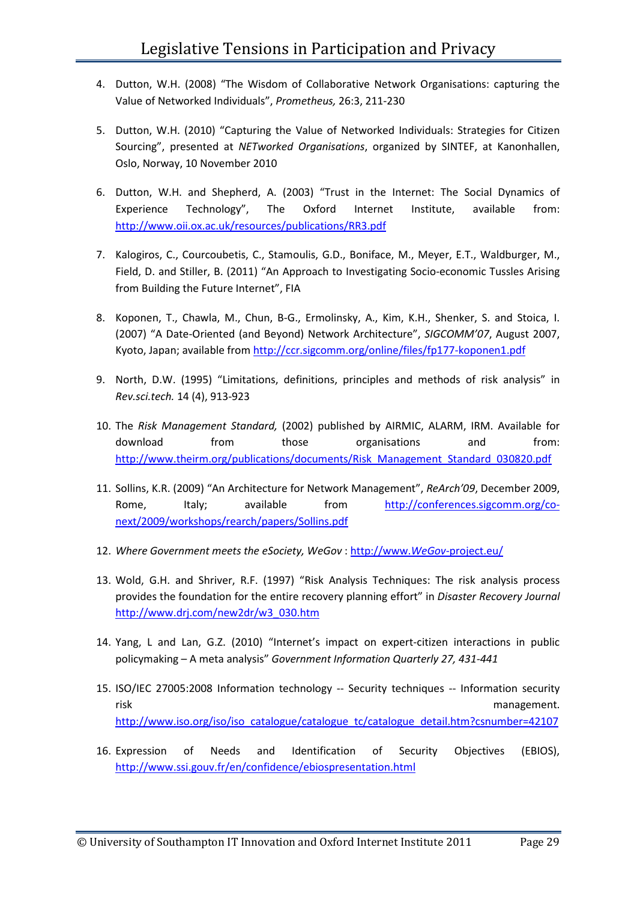4. Dutton, W.H. (2008) "The Wisdom of Collaborative Network Organisations: capturing the Value of Networked Individuals", *Prometheus,* 26:3, 211-230

5. Dutton, W.H. (2010) "Capturing the Value of Networked Individuals: Strategies for Citizen Sourcing", presented at *NETworked Organisations*, organized by SINTEF, at Kanonhallen, Oslo, Norway, 10 November 2010

6. Dutton, W.H. and Shepherd, A. (2003) "Trust in the Internet: The Social Dynamics of Experience Technology", The Oxford Internet Institute, available from: http://www.oii.ox.ac.uk/resources/publications/RR3.pdf

7. Kalogiros, C., Courcoubetis, C., Stamoulis, G.D., Boniface, M., Meyer, E.T., Waldburger, M., Field, D. and Stiller, B. (2011) "An Approach to Investigating Socio-economic Tussles Arising from Building the Future Internet", FIA

8. Koponen, T., Chawla, M., Chun, B-G., Ermolinsky, A., Kim, K.H., Shenker, S. and Stoica, I. (2007) "A Date-Oriented (and Beyond) Network Architecture", *SIGCOMM'07*, August 2007, Kyoto, Japan; available from http://ccr.sigcomm.org/online/files/fp177-koponen1.pdf

9. North, D.W. (1995) "Limitations, definitions, principles and methods of risk analysis" in *Rev.sci.tech.* 14 (4), 913-923

10. The *Risk Management Standard,* (2002) published by AIRMIC, ALARM, IRM. Available for download from those organisations and from: http://www.theirm.org/publications/documents/Risk_Management_Standard_030820.pdf

11. Sollins, K.R. (2009) "An Architecture for Network Management", *ReArch'09*, December 2009, Rome, Italy; available from http://conferences.sigcomm.org/co-next/2009/workshops/rearch/papers/Sollins.pdf

12. *Where Government meets the eSociety, WeGov* : http://www.WeGov-project.eu/

13. Wold, G.H. and Shriver, R.F. (1997) "Risk Analysis Techniques: The risk analysis process provides the foundation for the entire recovery planning effort" in *Disaster Recovery Journal* http://www.drj.com/new2dr/w3_030.htm

14. Yang, L and Lan, G.Z. (2010) "Internet's impact on expert-citizen interactions in public policymaking – A meta analysis" *Government Information Quarterly 27, 431-441*

15. ISO/IEC 27005:2008 Information technology -- Security techniques -- Information security risk management. http://www.iso.org/iso/iso_catalogue/catalogue_tc/catalogue_detail.htm?csnumber=42107

16. Expression of Needs and Identification of Security Objectives (EBIOS), http://www.ssi.gouv.fr/en/confidence/ebiospresentation.html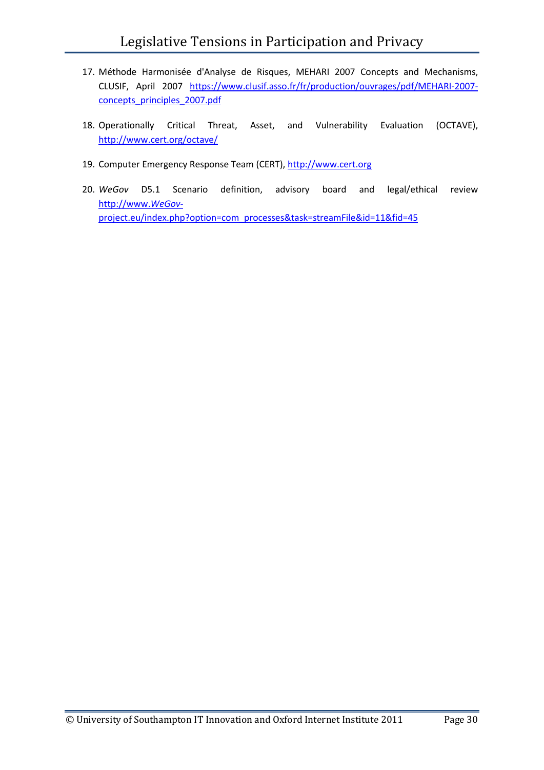17. Méthode Harmonisée d'Analyse de Risques, MEHARI 2007 Concepts and Mechanisms, CLUSIF, April 2007 https://www.clusif.asso.fr/fr/production/ouvrages/pdf/MEHARI-2007-concepts_principles_2007.pdf

18. Operationally Critical Threat, Asset, and Vulnerability Evaluation (OCTAVE), http://www.cert.org/octave/

19. Computer Emergency Response Team (CERT), http://www.cert.org

20. *WeGov* D5.1 Scenario definition, advisory board and legal/ethical review http://www.*WeGov*-project.eu/index.php?option=com_processes&task=streamFile&id=11&fid=45